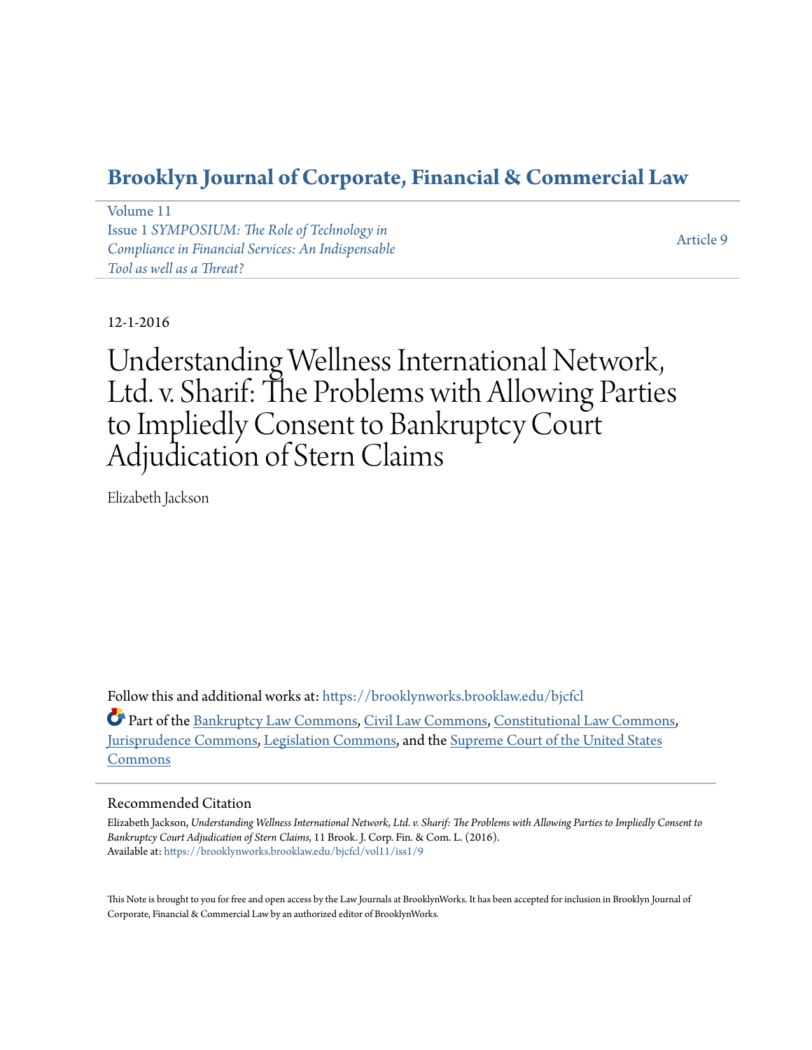# Brooklyn Journal of Corporate, Financial & Commercial Law

Volume 11
Issue 1 *SYMPOSIUM: The Role of Technology in Compliance in Financial Services: An Indispensable Tool as well as a Threat?*

Article 9

12-1-2016

# Understanding Wellness International Network, Ltd. v. Sharif: The Problems with Allowing Parties to Impliedly Consent to Bankruptcy Court Adjudication of Stern Claims

Elizabeth Jackson

Follow this and additional works at: https://brooklynworks.brooklaw.edu/bjcfcl

Part of the Bankruptcy Law Commons, Civil Law Commons, Constitutional Law Commons, Jurisprudence Commons, Legislation Commons, and the Supreme Court of the United States Commons

## Recommended Citation

Elizabeth Jackson, *Understanding Wellness International Network, Ltd. v. Sharif: The Problems with Allowing Parties to Impliedly Consent to Bankruptcy Court Adjudication of Stern Claims*, 11 Brook. J. Corp. Fin. & Com. L. (2016).
Available at: https://brooklynworks.brooklaw.edu/bjcfcl/vol11/iss1/9

This Note is brought to you for free and open access by the Law Journals at BrooklynWorks. It has been accepted for inclusion in Brooklyn Journal of Corporate, Financial & Commercial Law by an authorized editor of BrooklynWorks.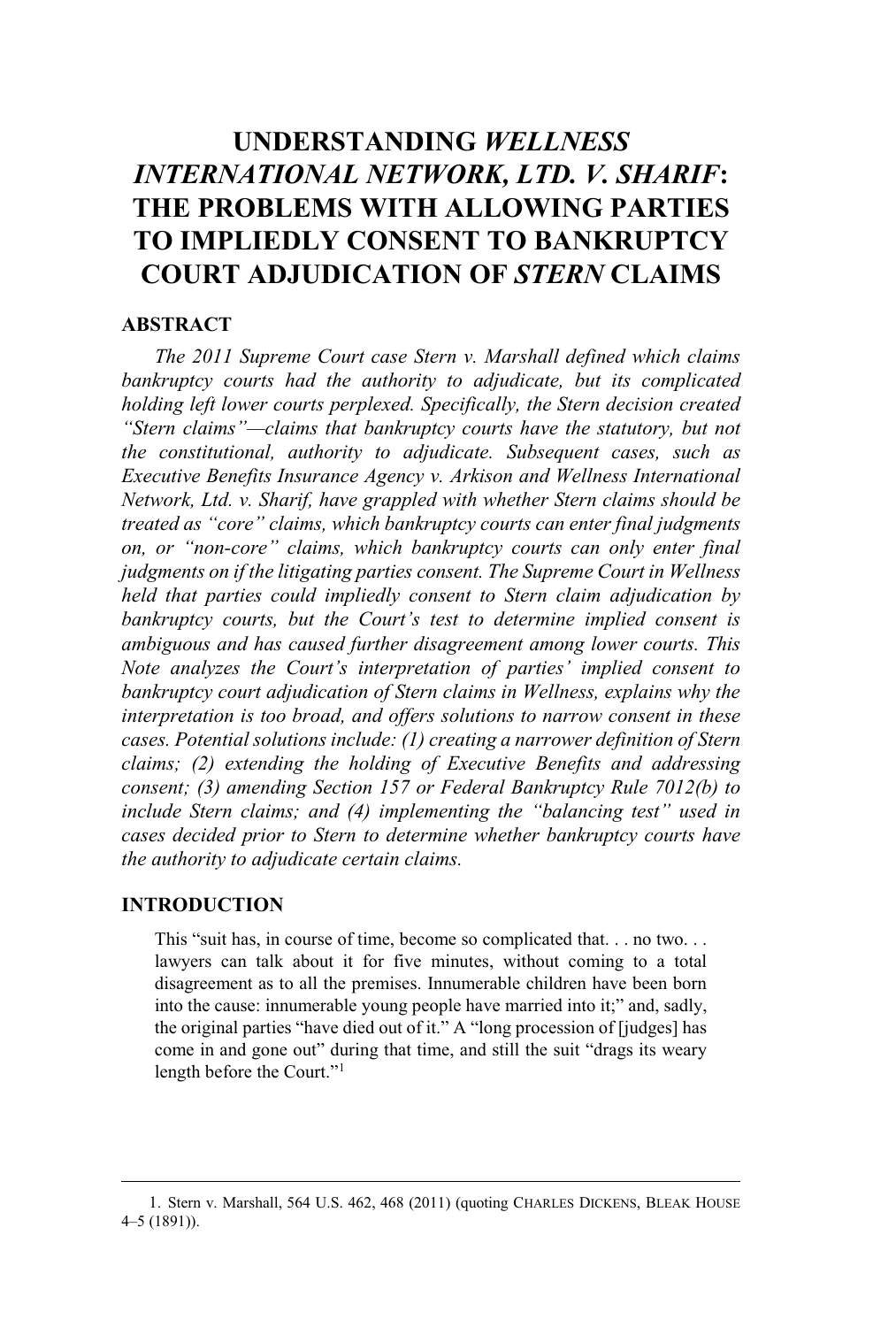# UNDERSTANDING *WELLNESS INTERNATIONAL NETWORK, LTD. V. SHARIF*: THE PROBLEMS WITH ALLOWING PARTIES TO IMPLIEDLY CONSENT TO BANKRUPTCY COURT ADJUDICATION OF *STERN* CLAIMS

## ABSTRACT

*The 2011 Supreme Court case Stern v. Marshall defined which claims bankruptcy courts had the authority to adjudicate, but its complicated holding left lower courts perplexed. Specifically, the Stern decision created "Stern claims"—claims that bankruptcy courts have the statutory, but not the constitutional, authority to adjudicate. Subsequent cases, such as Executive Benefits Insurance Agency v. Arkison and Wellness International Network, Ltd. v. Sharif, have grappled with whether Stern claims should be treated as "core" claims, which bankruptcy courts can enter final judgments on, or "non-core" claims, which bankruptcy courts can only enter final judgments on if the litigating parties consent. The Supreme Court in Wellness held that parties could impliedly consent to Stern claim adjudication by bankruptcy courts, but the Court's test to determine implied consent is ambiguous and has caused further disagreement among lower courts. This Note analyzes the Court's interpretation of parties' implied consent to bankruptcy court adjudication of Stern claims in Wellness, explains why the interpretation is too broad, and offers solutions to narrow consent in these cases. Potential solutions include: (1) creating a narrower definition of Stern claims; (2) extending the holding of Executive Benefits and addressing consent; (3) amending Section 157 or Federal Bankruptcy Rule 7012(b) to include Stern claims; and (4) implementing the "balancing test" used in cases decided prior to Stern to determine whether bankruptcy courts have the authority to adjudicate certain claims.*

## INTRODUCTION

> This "suit has, in course of time, become so complicated that. . . no two. . . lawyers can talk about it for five minutes, without coming to a total disagreement as to all the premises. Innumerable children have been born into the cause: innumerable young people have married into it;" and, sadly, the original parties "have died out of it." A "long procession of [judges] has come in and gone out" during that time, and still the suit "drags its weary length before the Court."[1]

---

1. Stern v. Marshall, 564 U.S. 462, 468 (2011) (quoting CHARLES DICKENS, BLEAK HOUSE 4–5 (1891)).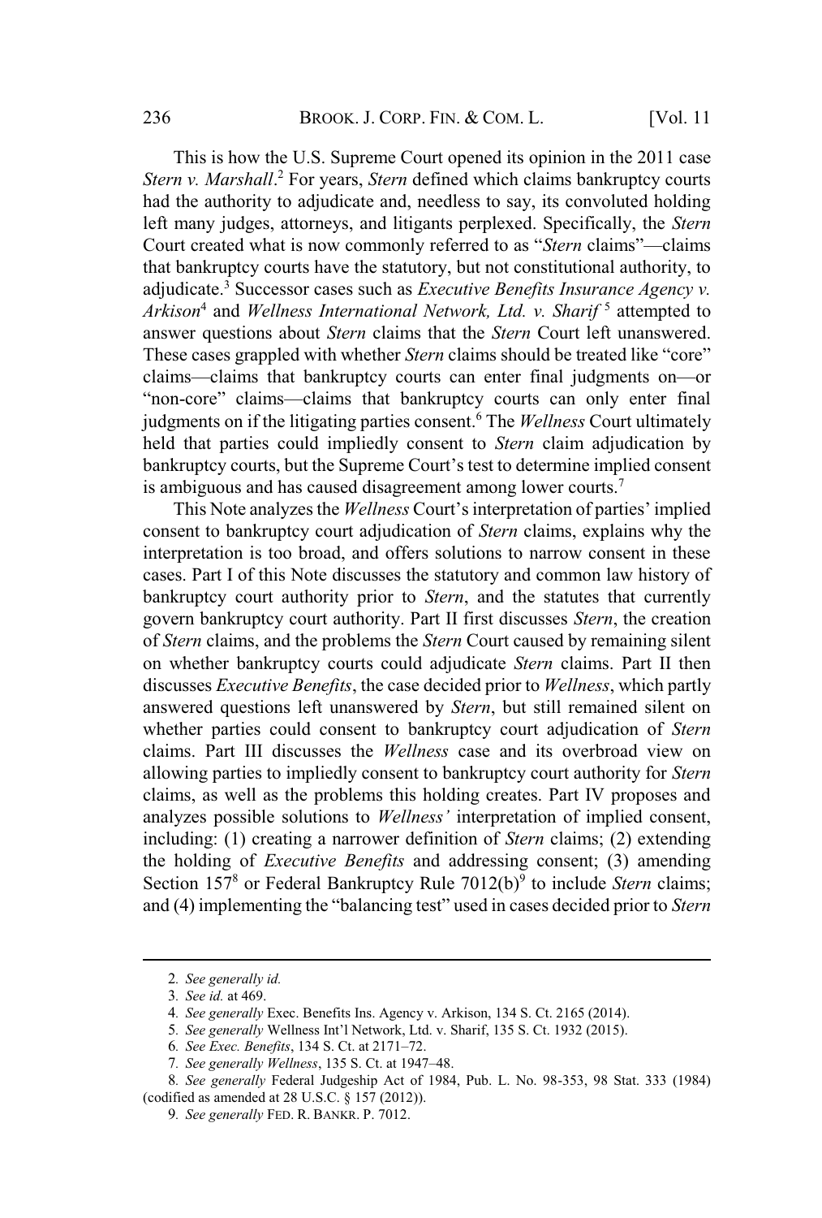This is how the U.S. Supreme Court opened its opinion in the 2011 case *Stern v. Marshall*.[2] For years, *Stern* defined which claims bankruptcy courts had the authority to adjudicate and, needless to say, its convoluted holding left many judges, attorneys, and litigants perplexed. Specifically, the *Stern* Court created what is now commonly referred to as "*Stern* claims"—claims that bankruptcy courts have the statutory, but not constitutional authority, to adjudicate.[3] Successor cases such as *Executive Benefits Insurance Agency v. Arkison*[4] and *Wellness International Network, Ltd. v. Sharif*[5] attempted to answer questions about *Stern* claims that the *Stern* Court left unanswered. These cases grappled with whether *Stern* claims should be treated like "core" claims—claims that bankruptcy courts can enter final judgments on—or "non-core" claims—claims that bankruptcy courts can only enter final judgments on if the litigating parties consent.[6] The *Wellness* Court ultimately held that parties could impliedly consent to *Stern* claim adjudication by bankruptcy courts, but the Supreme Court's test to determine implied consent is ambiguous and has caused disagreement among lower courts.[7]

This Note analyzes the *Wellness* Court's interpretation of parties' implied consent to bankruptcy court adjudication of *Stern* claims, explains why the interpretation is too broad, and offers solutions to narrow consent in these cases. Part I of this Note discusses the statutory and common law history of bankruptcy court authority prior to *Stern*, and the statutes that currently govern bankruptcy court authority. Part II first discusses *Stern*, the creation of *Stern* claims, and the problems the *Stern* Court caused by remaining silent on whether bankruptcy courts could adjudicate *Stern* claims. Part II then discusses *Executive Benefits*, the case decided prior to *Wellness*, which partly answered questions left unanswered by *Stern*, but still remained silent on whether parties could consent to bankruptcy court adjudication of *Stern* claims. Part III discusses the *Wellness* case and its overbroad view on allowing parties to impliedly consent to bankruptcy court authority for *Stern* claims, as well as the problems this holding creates. Part IV proposes and analyzes possible solutions to *Wellness'* interpretation of implied consent, including: (1) creating a narrower definition of *Stern* claims; (2) extending the holding of *Executive Benefits* and addressing consent; (3) amending Section 157[8] or Federal Bankruptcy Rule 7012(b)[9] to include *Stern* claims; and (4) implementing the "balancing test" used in cases decided prior to *Stern*

---

2. *See generally id.*

3. *See id.* at 469.

4. *See generally* Exec. Benefits Ins. Agency v. Arkison, 134 S. Ct. 2165 (2014).

5. *See generally* Wellness Int'l Network, Ltd. v. Sharif, 135 S. Ct. 1932 (2015).

6. *See Exec. Benefits*, 134 S. Ct. at 2171–72.

7. *See generally Wellness*, 135 S. Ct. at 1947–48.

8. *See generally* Federal Judgeship Act of 1984, Pub. L. No. 98-353, 98 Stat. 333 (1984) (codified as amended at 28 U.S.C. § 157 (2012)).

9. *See generally* FED. R. BANKR. P. 7012.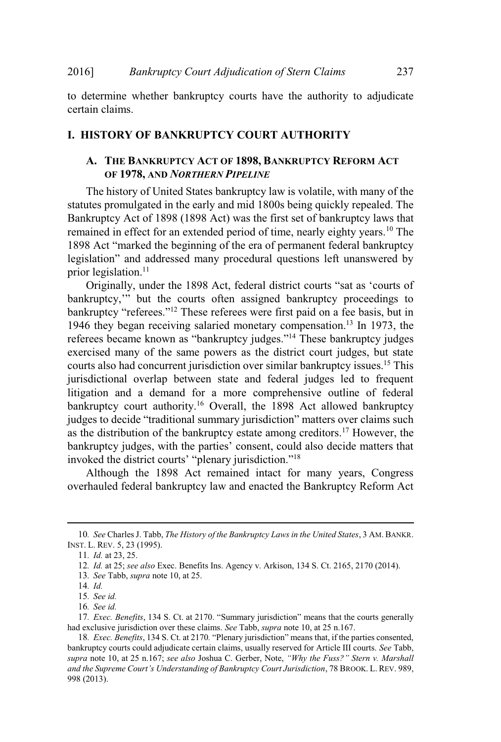to determine whether bankruptcy courts have the authority to adjudicate certain claims.

## I. HISTORY OF BANKRUPTCY COURT AUTHORITY

### A. THE BANKRUPTCY ACT OF 1898, BANKRUPTCY REFORM ACT OF 1978, AND *NORTHERN PIPELINE*

The history of United States bankruptcy law is volatile, with many of the statutes promulgated in the early and mid 1800s being quickly repealed. The Bankruptcy Act of 1898 (1898 Act) was the first set of bankruptcy laws that remained in effect for an extended period of time, nearly eighty years.[10] The 1898 Act "marked the beginning of the era of permanent federal bankruptcy legislation" and addressed many procedural questions left unanswered by prior legislation.[11]

Originally, under the 1898 Act, federal district courts "sat as 'courts of bankruptcy,'" but the courts often assigned bankruptcy proceedings to bankruptcy "referees."[12] These referees were first paid on a fee basis, but in 1946 they began receiving salaried monetary compensation.[13] In 1973, the referees became known as "bankruptcy judges."[14] These bankruptcy judges exercised many of the same powers as the district court judges, but state courts also had concurrent jurisdiction over similar bankruptcy issues.[15] This jurisdictional overlap between state and federal judges led to frequent litigation and a demand for a more comprehensive outline of federal bankruptcy court authority.[16] Overall, the 1898 Act allowed bankruptcy judges to decide "traditional summary jurisdiction" matters over claims such as the distribution of the bankruptcy estate among creditors.[17] However, the bankruptcy judges, with the parties' consent, could also decide matters that invoked the district courts' "plenary jurisdiction."[18]

Although the 1898 Act remained intact for many years, Congress overhauled federal bankruptcy law and enacted the Bankruptcy Reform Act

---

10. *See* Charles J. Tabb, *The History of the Bankruptcy Laws in the United States*, 3 AM. BANKR. INST. L. REV. 5, 23 (1995).

11. *Id.* at 23, 25.

12. *Id.* at 25; *see also* Exec. Benefits Ins. Agency v. Arkison, 134 S. Ct. 2165, 2170 (2014).

13. *See* Tabb, *supra* note 10, at 25.

14. *Id.*

15. *See id.*

16. *See id.*

17. *Exec. Benefits*, 134 S. Ct. at 2170. "Summary jurisdiction" means that the courts generally had exclusive jurisdiction over these claims. *See* Tabb, *supra* note 10, at 25 n.167.

18. *Exec. Benefits*, 134 S. Ct. at 2170. "Plenary jurisdiction" means that, if the parties consented, bankruptcy courts could adjudicate certain claims, usually reserved for Article III courts. *See* Tabb, *supra* note 10, at 25 n.167; *see also* Joshua C. Gerber, Note, *"Why the Fuss?" Stern v. Marshall and the Supreme Court's Understanding of Bankruptcy Court Jurisdiction*, 78 BROOK. L. REV. 989, 998 (2013).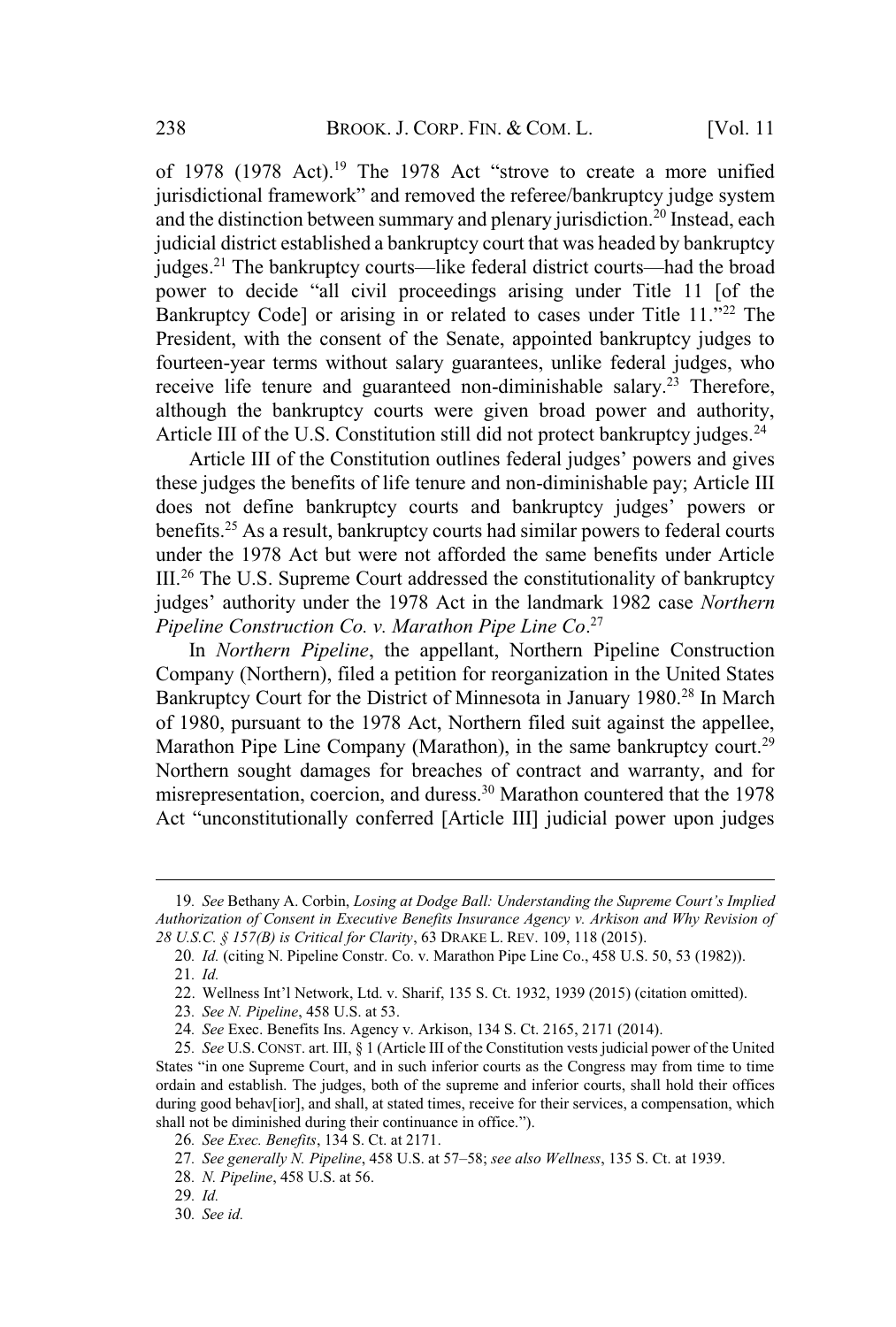of 1978 (1978 Act).[19] The 1978 Act "strove to create a more unified jurisdictional framework" and removed the referee/bankruptcy judge system and the distinction between summary and plenary jurisdiction.[20] Instead, each judicial district established a bankruptcy court that was headed by bankruptcy judges.[21] The bankruptcy courts—like federal district courts—had the broad power to decide "all civil proceedings arising under Title 11 [of the Bankruptcy Code] or arising in or related to cases under Title 11."[22] The President, with the consent of the Senate, appointed bankruptcy judges to fourteen-year terms without salary guarantees, unlike federal judges, who receive life tenure and guaranteed non-diminishable salary.[23] Therefore, although the bankruptcy courts were given broad power and authority, Article III of the U.S. Constitution still did not protect bankruptcy judges.[24]

Article III of the Constitution outlines federal judges' powers and gives these judges the benefits of life tenure and non-diminishable pay; Article III does not define bankruptcy courts and bankruptcy judges' powers or benefits.[25] As a result, bankruptcy courts had similar powers to federal courts under the 1978 Act but were not afforded the same benefits under Article III.[26] The U.S. Supreme Court addressed the constitutionality of bankruptcy judges' authority under the 1978 Act in the landmark 1982 case *Northern Pipeline Construction Co. v. Marathon Pipe Line Co*.[27]

In *Northern Pipeline*, the appellant, Northern Pipeline Construction Company (Northern), filed a petition for reorganization in the United States Bankruptcy Court for the District of Minnesota in January 1980.[28] In March of 1980, pursuant to the 1978 Act, Northern filed suit against the appellee, Marathon Pipe Line Company (Marathon), in the same bankruptcy court.[29] Northern sought damages for breaches of contract and warranty, and for misrepresentation, coercion, and duress.[30] Marathon countered that the 1978 Act "unconstitutionally conferred [Article III] judicial power upon judges

---

19. *See* Bethany A. Corbin, *Losing at Dodge Ball: Understanding the Supreme Court's Implied Authorization of Consent in Executive Benefits Insurance Agency v. Arkison and Why Revision of 28 U.S.C. § 157(B) is Critical for Clarity*, 63 DRAKE L. REV. 109, 118 (2015).

20. *Id.* (citing N. Pipeline Constr. Co. v. Marathon Pipe Line Co., 458 U.S. 50, 53 (1982)).

21. *Id.*

22. Wellness Int'l Network, Ltd. v. Sharif, 135 S. Ct. 1932, 1939 (2015) (citation omitted).

23. *See N. Pipeline*, 458 U.S. at 53.

24. *See* Exec. Benefits Ins. Agency v. Arkison, 134 S. Ct. 2165, 2171 (2014).

25. *See* U.S. CONST. art. III, § 1 (Article III of the Constitution vests judicial power of the United States "in one Supreme Court, and in such inferior courts as the Congress may from time to time ordain and establish. The judges, both of the supreme and inferior courts, shall hold their offices during good behav[ior], and shall, at stated times, receive for their services, a compensation, which shall not be diminished during their continuance in office.").

26. *See Exec. Benefits*, 134 S. Ct. at 2171.

27. *See generally N. Pipeline*, 458 U.S. at 57–58; *see also Wellness*, 135 S. Ct. at 1939.

28. *N. Pipeline*, 458 U.S. at 56.

29. *Id.*

30. *See id.*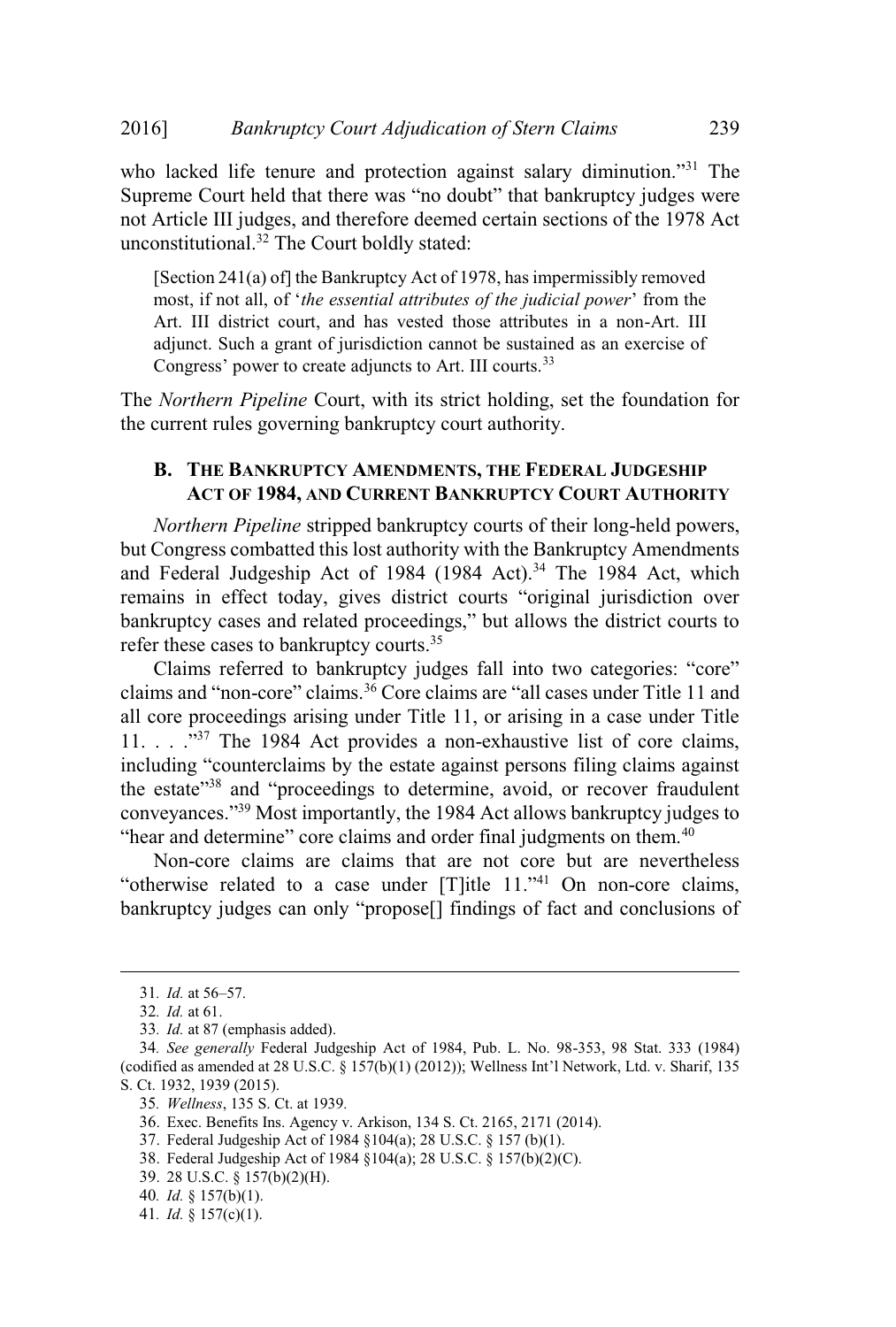who lacked life tenure and protection against salary diminution."[31] The Supreme Court held that there was "no doubt" that bankruptcy judges were not Article III judges, and therefore deemed certain sections of the 1978 Act unconstitutional.[32] The Court boldly stated:

> [Section 241(a) of] the Bankruptcy Act of 1978, has impermissibly removed most, if not all, of '*the essential attributes of the judicial power*' from the Art. III district court, and has vested those attributes in a non-Art. III adjunct. Such a grant of jurisdiction cannot be sustained as an exercise of Congress' power to create adjuncts to Art. III courts.[33]

The *Northern Pipeline* Court, with its strict holding, set the foundation for the current rules governing bankruptcy court authority.

### B. The Bankruptcy Amendments, the Federal Judgeship Act of 1984, and Current Bankruptcy Court Authority

*Northern Pipeline* stripped bankruptcy courts of their long-held powers, but Congress combatted this lost authority with the Bankruptcy Amendments and Federal Judgeship Act of 1984 (1984 Act).[34] The 1984 Act, which remains in effect today, gives district courts "original jurisdiction over bankruptcy cases and related proceedings," but allows the district courts to refer these cases to bankruptcy courts.[35]

Claims referred to bankruptcy judges fall into two categories: "core" claims and "non-core" claims.[36] Core claims are "all cases under Title 11 and all core proceedings arising under Title 11, or arising in a case under Title 11. . . ."[37] The 1984 Act provides a non-exhaustive list of core claims, including "counterclaims by the estate against persons filing claims against the estate"[38] and "proceedings to determine, avoid, or recover fraudulent conveyances."[39] Most importantly, the 1984 Act allows bankruptcy judges to "hear and determine" core claims and order final judgments on them.[40]

Non-core claims are claims that are not core but are nevertheless "otherwise related to a case under [T]itle 11."[41] On non-core claims, bankruptcy judges can only "propose[] findings of fact and conclusions of

---

31. *Id.* at 56–57.
32. *Id.* at 61.
33. *Id.* at 87 (emphasis added).
34. *See generally* Federal Judgeship Act of 1984, Pub. L. No. 98-353, 98 Stat. 333 (1984) (codified as amended at 28 U.S.C. § 157(b)(1) (2012)); Wellness Int'l Network, Ltd. v. Sharif, 135 S. Ct. 1932, 1939 (2015).
35. *Wellness*, 135 S. Ct. at 1939.
36. Exec. Benefits Ins. Agency v. Arkison, 134 S. Ct. 2165, 2171 (2014).
37. Federal Judgeship Act of 1984 §104(a); 28 U.S.C. § 157 (b)(1).
38. Federal Judgeship Act of 1984 §104(a); 28 U.S.C. § 157(b)(2)(C).
39. 28 U.S.C. § 157(b)(2)(H).
40. *Id.* § 157(b)(1).
41. *Id.* § 157(c)(1).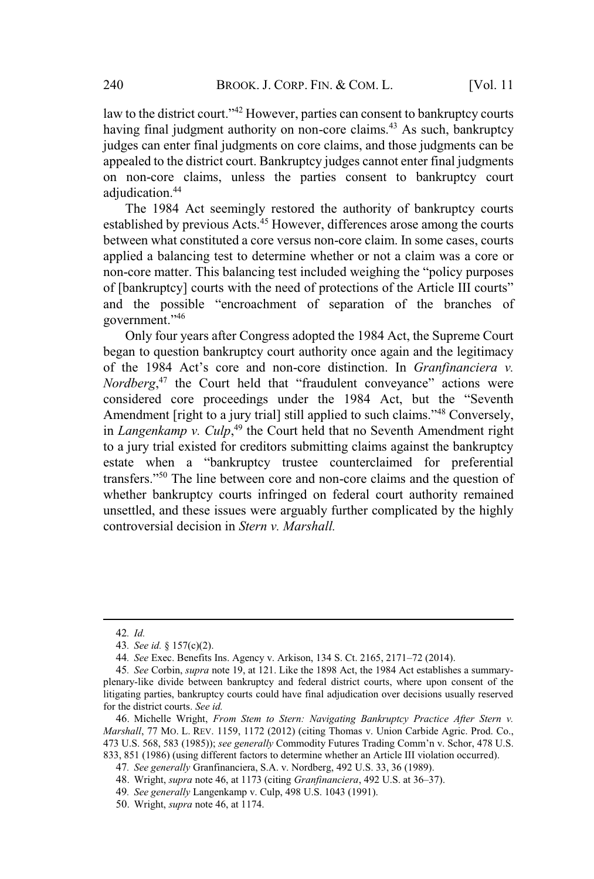law to the district court."[42] However, parties can consent to bankruptcy courts having final judgment authority on non-core claims.[43] As such, bankruptcy judges can enter final judgments on core claims, and those judgments can be appealed to the district court. Bankruptcy judges cannot enter final judgments on non-core claims, unless the parties consent to bankruptcy court adjudication.[44]

The 1984 Act seemingly restored the authority of bankruptcy courts established by previous Acts.[45] However, differences arose among the courts between what constituted a core versus non-core claim. In some cases, courts applied a balancing test to determine whether or not a claim was a core or non-core matter. This balancing test included weighing the "policy purposes of [bankruptcy] courts with the need of protections of the Article III courts" and the possible "encroachment of separation of the branches of government."[46]

Only four years after Congress adopted the 1984 Act, the Supreme Court began to question bankruptcy court authority once again and the legitimacy of the 1984 Act's core and non-core distinction. In *Granfinanciera v. Nordberg*,[47] the Court held that "fraudulent conveyance" actions were considered core proceedings under the 1984 Act, but the "Seventh Amendment [right to a jury trial] still applied to such claims."[48] Conversely, in *Langenkamp v. Culp*,[49] the Court held that no Seventh Amendment right to a jury trial existed for creditors submitting claims against the bankruptcy estate when a "bankruptcy trustee counterclaimed for preferential transfers."[50] The line between core and non-core claims and the question of whether bankruptcy courts infringed on federal court authority remained unsettled, and these issues were arguably further complicated by the highly controversial decision in *Stern v. Marshall.*

---

42. *Id.*

43. *See id.* § 157(c)(2).

44. *See* Exec. Benefits Ins. Agency v. Arkison, 134 S. Ct. 2165, 2171–72 (2014).

45. *See* Corbin, *supra* note 19, at 121. Like the 1898 Act, the 1984 Act establishes a summary-plenary-like divide between bankruptcy and federal district courts, where upon consent of the litigating parties, bankruptcy courts could have final adjudication over decisions usually reserved for the district courts. *See id.*

46. Michelle Wright, *From Stem to Stern: Navigating Bankruptcy Practice After Stern v. Marshall*, 77 MO. L. REV. 1159, 1172 (2012) (citing Thomas v. Union Carbide Agric. Prod. Co., 473 U.S. 568, 583 (1985)); *see generally* Commodity Futures Trading Comm'n v. Schor, 478 U.S. 833, 851 (1986) (using different factors to determine whether an Article III violation occurred).

47. *See generally* Granfinanciera, S.A. v. Nordberg, 492 U.S. 33, 36 (1989).

48. Wright, *supra* note 46, at 1173 (citing *Granfinanciera*, 492 U.S. at 36–37).

49. *See generally* Langenkamp v. Culp, 498 U.S. 1043 (1991).

50. Wright, *supra* note 46, at 1174.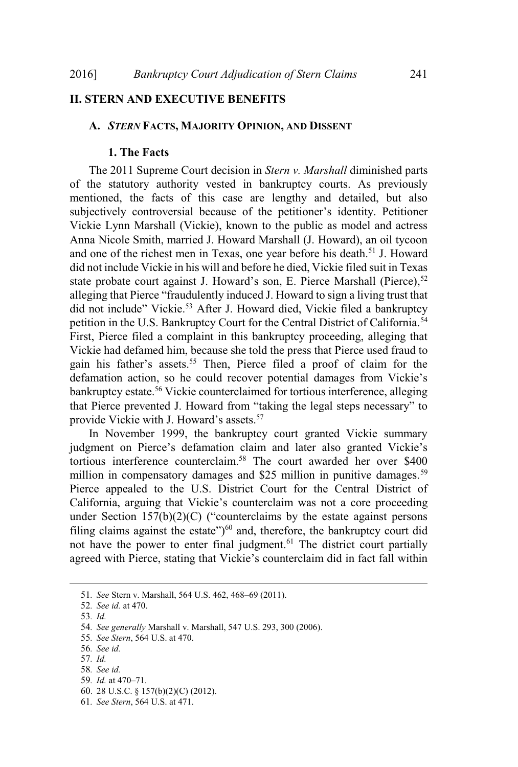## II. STERN AND EXECUTIVE BENEFITS

### A. *STERN* FACTS, MAJORITY OPINION, AND DISSENT

#### 1. The Facts

The 2011 Supreme Court decision in *Stern v. Marshall* diminished parts of the statutory authority vested in bankruptcy courts. As previously mentioned, the facts of this case are lengthy and detailed, but also subjectively controversial because of the petitioner's identity. Petitioner Vickie Lynn Marshall (Vickie), known to the public as model and actress Anna Nicole Smith, married J. Howard Marshall (J. Howard), an oil tycoon and one of the richest men in Texas, one year before his death.[51] J. Howard did not include Vickie in his will and before he died, Vickie filed suit in Texas state probate court against J. Howard's son, E. Pierce Marshall (Pierce),[52] alleging that Pierce "fraudulently induced J. Howard to sign a living trust that did not include" Vickie.[53] After J. Howard died, Vickie filed a bankruptcy petition in the U.S. Bankruptcy Court for the Central District of California.[54] First, Pierce filed a complaint in this bankruptcy proceeding, alleging that Vickie had defamed him, because she told the press that Pierce used fraud to gain his father's assets.[55] Then, Pierce filed a proof of claim for the defamation action, so he could recover potential damages from Vickie's bankruptcy estate.[56] Vickie counterclaimed for tortious interference, alleging that Pierce prevented J. Howard from "taking the legal steps necessary" to provide Vickie with J. Howard's assets.[57]

In November 1999, the bankruptcy court granted Vickie summary judgment on Pierce's defamation claim and later also granted Vickie's tortious interference counterclaim.[58] The court awarded her over $400 million in compensatory damages and $25 million in punitive damages.[59] Pierce appealed to the U.S. District Court for the Central District of California, arguing that Vickie's counterclaim was not a core proceeding under Section 157(b)(2)(C) ("counterclaims by the estate against persons filing claims against the estate")[60] and, therefore, the bankruptcy court did not have the power to enter final judgment.[61] The district court partially agreed with Pierce, stating that Vickie's counterclaim did in fact fall within

---

51. *See* Stern v. Marshall, 564 U.S. 462, 468–69 (2011).
52. *See id.* at 470.
53. *Id.*
54. *See generally* Marshall v. Marshall, 547 U.S. 293, 300 (2006).
55. *See Stern*, 564 U.S. at 470.
56. *See id.*
57. *Id.*
58. *See id.*
59. *Id.* at 470–71.
60. 28 U.S.C. § 157(b)(2)(C) (2012).
61. *See Stern*, 564 U.S. at 471.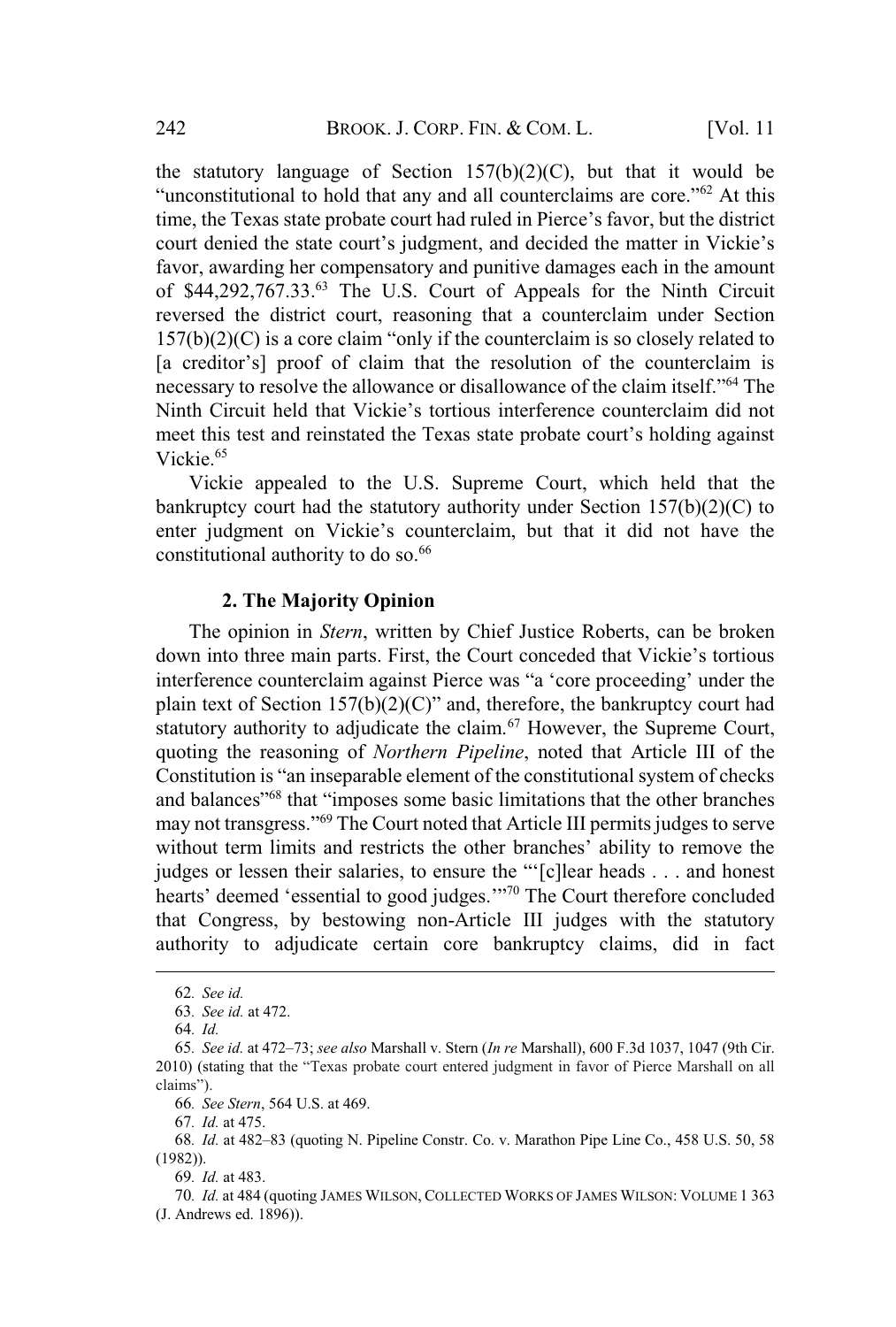the statutory language of Section 157(b)(2)(C), but that it would be "unconstitutional to hold that any and all counterclaims are core."[62] At this time, the Texas state probate court had ruled in Pierce's favor, but the district court denied the state court's judgment, and decided the matter in Vickie's favor, awarding her compensatory and punitive damages each in the amount of $44,292,767.33.[63] The U.S. Court of Appeals for the Ninth Circuit reversed the district court, reasoning that a counterclaim under Section 157(b)(2)(C) is a core claim "only if the counterclaim is so closely related to [a creditor's] proof of claim that the resolution of the counterclaim is necessary to resolve the allowance or disallowance of the claim itself."[64] The Ninth Circuit held that Vickie's tortious interference counterclaim did not meet this test and reinstated the Texas state probate court's holding against Vickie.[65]

Vickie appealed to the U.S. Supreme Court, which held that the bankruptcy court had the statutory authority under Section 157(b)(2)(C) to enter judgment on Vickie's counterclaim, but that it did not have the constitutional authority to do so.[66]

### 2. The Majority Opinion

The opinion in *Stern*, written by Chief Justice Roberts, can be broken down into three main parts. First, the Court conceded that Vickie's tortious interference counterclaim against Pierce was "a 'core proceeding' under the plain text of Section 157(b)(2)(C)" and, therefore, the bankruptcy court had statutory authority to adjudicate the claim.[67] However, the Supreme Court, quoting the reasoning of *Northern Pipeline*, noted that Article III of the Constitution is "an inseparable element of the constitutional system of checks and balances"[68] that "imposes some basic limitations that the other branches may not transgress."[69] The Court noted that Article III permits judges to serve without term limits and restricts the other branches' ability to remove the judges or lessen their salaries, to ensure the "'[c]lear heads . . . and honest hearts' deemed 'essential to good judges.'"[70] The Court therefore concluded that Congress, by bestowing non-Article III judges with the statutory authority to adjudicate certain core bankruptcy claims, did in fact

---

62. *See id.*

63. *See id.* at 472.

64. *Id.*

65. *See id.* at 472–73; *see also* Marshall v. Stern (*In re* Marshall), 600 F.3d 1037, 1047 (9th Cir. 2010) (stating that the "Texas probate court entered judgment in favor of Pierce Marshall on all claims").

66. *See Stern*, 564 U.S. at 469.

67. *Id.* at 475.

68. *Id.* at 482–83 (quoting N. Pipeline Constr. Co. v. Marathon Pipe Line Co., 458 U.S. 50, 58 (1982)).

69. *Id.* at 483.

70. *Id.* at 484 (quoting JAMES WILSON, COLLECTED WORKS OF JAMES WILSON: VOLUME 1 363 (J. Andrews ed. 1896)).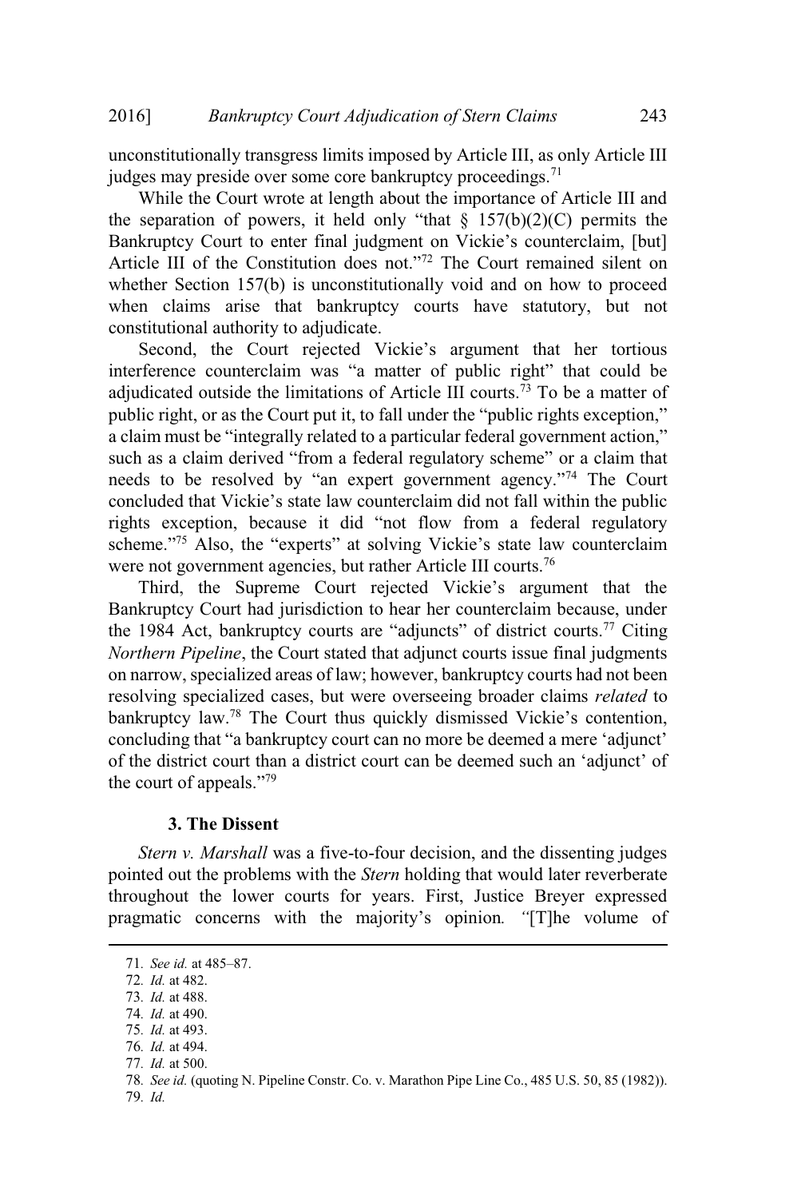unconstitutionally transgress limits imposed by Article III, as only Article III judges may preside over some core bankruptcy proceedings.[71]

While the Court wrote at length about the importance of Article III and the separation of powers, it held only "that § 157(b)(2)(C) permits the Bankruptcy Court to enter final judgment on Vickie's counterclaim, [but] Article III of the Constitution does not."[72] The Court remained silent on whether Section 157(b) is unconstitutionally void and on how to proceed when claims arise that bankruptcy courts have statutory, but not constitutional authority to adjudicate.

Second, the Court rejected Vickie's argument that her tortious interference counterclaim was "a matter of public right" that could be adjudicated outside the limitations of Article III courts.[73] To be a matter of public right, or as the Court put it, to fall under the "public rights exception," a claim must be "integrally related to a particular federal government action," such as a claim derived "from a federal regulatory scheme" or a claim that needs to be resolved by "an expert government agency."[74] The Court concluded that Vickie's state law counterclaim did not fall within the public rights exception, because it did "not flow from a federal regulatory scheme."[75] Also, the "experts" at solving Vickie's state law counterclaim were not government agencies, but rather Article III courts.[76]

Third, the Supreme Court rejected Vickie's argument that the Bankruptcy Court had jurisdiction to hear her counterclaim because, under the 1984 Act, bankruptcy courts are "adjuncts" of district courts.[77] Citing *Northern Pipeline*, the Court stated that adjunct courts issue final judgments on narrow, specialized areas of law; however, bankruptcy courts had not been resolving specialized cases, but were overseeing broader claims *related* to bankruptcy law.[78] The Court thus quickly dismissed Vickie's contention, concluding that "a bankruptcy court can no more be deemed a mere 'adjunct' of the district court than a district court can be deemed such an 'adjunct' of the court of appeals."[79]

### 3. The Dissent

*Stern v. Marshall* was a five-to-four decision, and the dissenting judges pointed out the problems with the *Stern* holding that would later reverberate throughout the lower courts for years. First, Justice Breyer expressed pragmatic concerns with the majority's opinion. "[T]he volume of

---

71. *See id.* at 485–87.
72. *Id.* at 482.
73. *Id.* at 488.
74. *Id.* at 490.
75. *Id.* at 493.
76. *Id.* at 494.
77. *Id.* at 500.
78. *See id.* (quoting N. Pipeline Constr. Co. v. Marathon Pipe Line Co., 485 U.S. 50, 85 (1982)).
79. *Id.*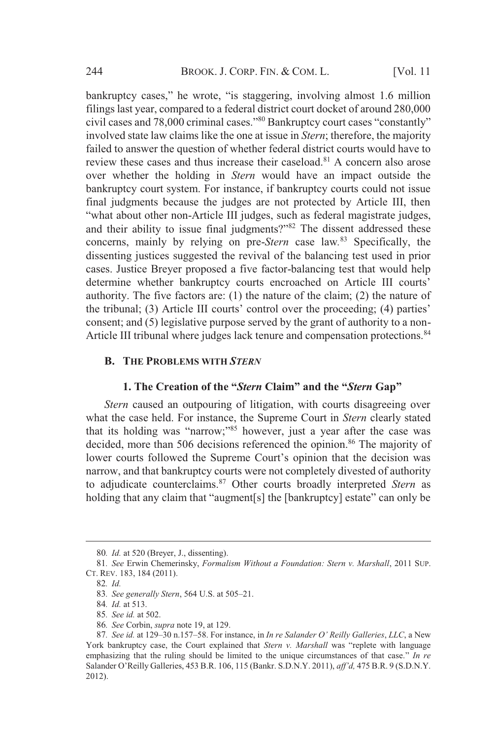bankruptcy cases," he wrote, "is staggering, involving almost 1.6 million filings last year, compared to a federal district court docket of around 280,000 civil cases and 78,000 criminal cases."[80] Bankruptcy court cases "constantly" involved state law claims like the one at issue in *Stern*; therefore, the majority failed to answer the question of whether federal district courts would have to review these cases and thus increase their caseload.[81] A concern also arose over whether the holding in *Stern* would have an impact outside the bankruptcy court system. For instance, if bankruptcy courts could not issue final judgments because the judges are not protected by Article III, then "what about other non-Article III judges, such as federal magistrate judges, and their ability to issue final judgments?"[82] The dissent addressed these concerns, mainly by relying on pre-*Stern* case law.[83] Specifically, the dissenting justices suggested the revival of the balancing test used in prior cases. Justice Breyer proposed a five factor-balancing test that would help determine whether bankruptcy courts encroached on Article III courts' authority. The five factors are: (1) the nature of the claim; (2) the nature of the tribunal; (3) Article III courts' control over the proceeding; (4) parties' consent; and (5) legislative purpose served by the grant of authority to a non-Article III tribunal where judges lack tenure and compensation protections.[84]

### B. THE PROBLEMS WITH *STERN*

#### 1. The Creation of the "*Stern* Claim" and the "*Stern* Gap"

*Stern* caused an outpouring of litigation, with courts disagreeing over what the case held. For instance, the Supreme Court in *Stern* clearly stated that its holding was "narrow;"[85] however, just a year after the case was decided, more than 506 decisions referenced the opinion.[86] The majority of lower courts followed the Supreme Court's opinion that the decision was narrow, and that bankruptcy courts were not completely divested of authority to adjudicate counterclaims.[87] Other courts broadly interpreted *Stern* as holding that any claim that "augment[s] the [bankruptcy] estate" can only be

---

80. *Id.* at 520 (Breyer, J., dissenting).

81. *See* Erwin Chemerinsky, *Formalism Without a Foundation: Stern v. Marshall*, 2011 SUP. CT. REV. 183, 184 (2011).

82. *Id.*

83. *See generally Stern*, 564 U.S. at 505–21.

84. *Id.* at 513.

85. *See id.* at 502.

86. *See* Corbin, *supra* note 19, at 129.

87. *See id.* at 129–30 n.157–58. For instance, in *In re Salander O' Reilly Galleries*, *LLC*, a New York bankruptcy case, the Court explained that *Stern v. Marshall* was "replete with language emphasizing that the ruling should be limited to the unique circumstances of that case." *In re* Salander O'Reilly Galleries, 453 B.R. 106, 115 (Bankr. S.D.N.Y. 2011), *aff'd,* 475 B.R. 9 (S.D.N.Y. 2012).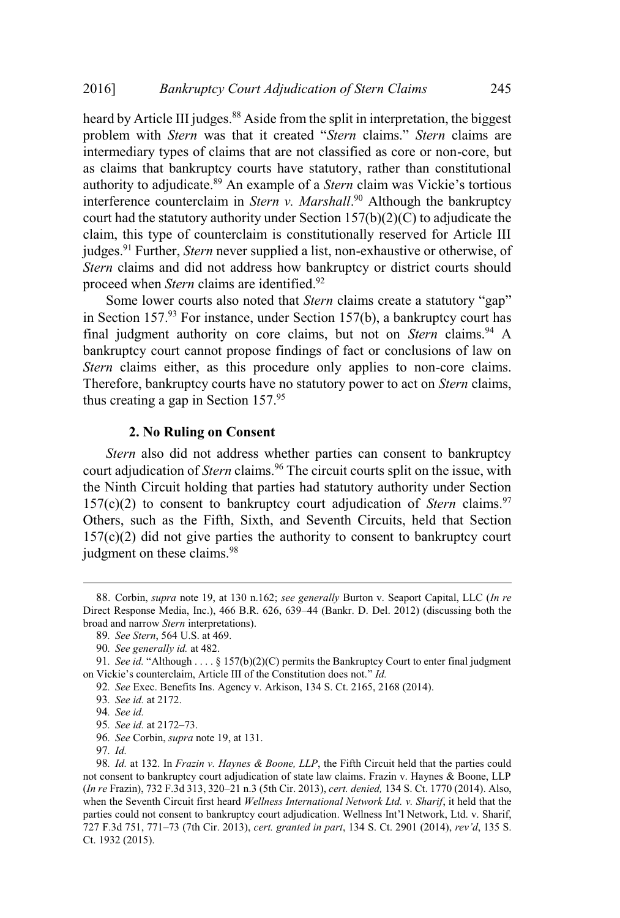heard by Article III judges.[88] Aside from the split in interpretation, the biggest problem with *Stern* was that it created "*Stern* claims." *Stern* claims are intermediary types of claims that are not classified as core or non-core, but as claims that bankruptcy courts have statutory, rather than constitutional authority to adjudicate.[89] An example of a *Stern* claim was Vickie's tortious interference counterclaim in *Stern v. Marshall*.[90] Although the bankruptcy court had the statutory authority under Section 157(b)(2)(C) to adjudicate the claim, this type of counterclaim is constitutionally reserved for Article III judges.[91] Further, *Stern* never supplied a list, non-exhaustive or otherwise, of *Stern* claims and did not address how bankruptcy or district courts should proceed when *Stern* claims are identified.[92]

Some lower courts also noted that *Stern* claims create a statutory "gap" in Section 157.[93] For instance, under Section 157(b), a bankruptcy court has final judgment authority on core claims, but not on *Stern* claims.[94] A bankruptcy court cannot propose findings of fact or conclusions of law on *Stern* claims either, as this procedure only applies to non-core claims. Therefore, bankruptcy courts have no statutory power to act on *Stern* claims, thus creating a gap in Section 157.[95]

### 2. No Ruling on Consent

*Stern* also did not address whether parties can consent to bankruptcy court adjudication of *Stern* claims.[96] The circuit courts split on the issue, with the Ninth Circuit holding that parties had statutory authority under Section 157(c)(2) to consent to bankruptcy court adjudication of *Stern* claims.[97] Others, such as the Fifth, Sixth, and Seventh Circuits, held that Section 157(c)(2) did not give parties the authority to consent to bankruptcy court judgment on these claims.[98]

---

88. Corbin, *supra* note 19, at 130 n.162; *see generally* Burton v. Seaport Capital, LLC (*In re* Direct Response Media, Inc.), 466 B.R. 626, 639–44 (Bankr. D. Del. 2012) (discussing both the broad and narrow *Stern* interpretations).

89. *See Stern*, 564 U.S. at 469.

90. *See generally id.* at 482.

91. *See id.* "Although . . . . § 157(b)(2)(C) permits the Bankruptcy Court to enter final judgment on Vickie's counterclaim, Article III of the Constitution does not." *Id.*

92. *See* Exec. Benefits Ins. Agency v. Arkison, 134 S. Ct. 2165, 2168 (2014).

93. *See id.* at 2172.

94. *See id.*

95. *See id.* at 2172–73.

96. *See* Corbin, *supra* note 19, at 131.

97. *Id.*

98. *Id.* at 132. In *Frazin v. Haynes & Boone, LLP*, the Fifth Circuit held that the parties could not consent to bankruptcy court adjudication of state law claims. Frazin v. Haynes & Boone, LLP (*In re* Frazin), 732 F.3d 313, 320–21 n.3 (5th Cir. 2013), *cert. denied,* 134 S. Ct. 1770 (2014). Also, when the Seventh Circuit first heard *Wellness International Network Ltd. v. Sharif*, it held that the parties could not consent to bankruptcy court adjudication. Wellness Int'l Network, Ltd. v. Sharif, 727 F.3d 751, 771–73 (7th Cir. 2013), *cert. granted in part*, 134 S. Ct. 2901 (2014), *rev'd*, 135 S. Ct. 1932 (2015).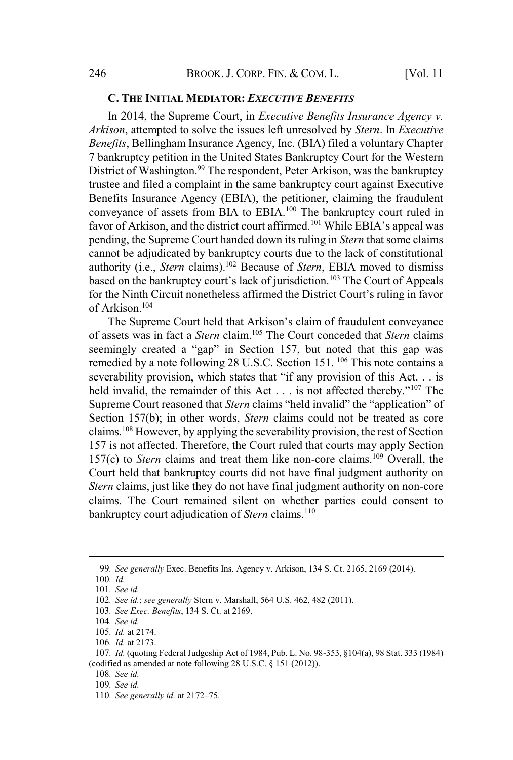### C. THE INITIAL MEDIATOR: *EXECUTIVE BENEFITS*

In 2014, the Supreme Court, in *Executive Benefits Insurance Agency v. Arkison*, attempted to solve the issues left unresolved by *Stern*. In *Executive Benefits*, Bellingham Insurance Agency, Inc. (BIA) filed a voluntary Chapter 7 bankruptcy petition in the United States Bankruptcy Court for the Western District of Washington.[99] The respondent, Peter Arkison, was the bankruptcy trustee and filed a complaint in the same bankruptcy court against Executive Benefits Insurance Agency (EBIA), the petitioner, claiming the fraudulent conveyance of assets from BIA to EBIA.[100] The bankruptcy court ruled in favor of Arkison, and the district court affirmed.[101] While EBIA's appeal was pending, the Supreme Court handed down its ruling in *Stern* that some claims cannot be adjudicated by bankruptcy courts due to the lack of constitutional authority (i.e., *Stern* claims).[102] Because of *Stern*, EBIA moved to dismiss based on the bankruptcy court's lack of jurisdiction.[103] The Court of Appeals for the Ninth Circuit nonetheless affirmed the District Court's ruling in favor of Arkison.[104]

The Supreme Court held that Arkison's claim of fraudulent conveyance of assets was in fact a *Stern* claim.[105] The Court conceded that *Stern* claims seemingly created a "gap" in Section 157, but noted that this gap was remedied by a note following 28 U.S.C. Section 151.[106] This note contains a severability provision, which states that "if any provision of this Act. . . is held invalid, the remainder of this Act . . . is not affected thereby."[107] The Supreme Court reasoned that *Stern* claims "held invalid" the "application" of Section 157(b); in other words, *Stern* claims could not be treated as core claims.[108] However, by applying the severability provision, the rest of Section 157 is not affected. Therefore, the Court ruled that courts may apply Section 157(c) to *Stern* claims and treat them like non-core claims.[109] Overall, the Court held that bankruptcy courts did not have final judgment authority on *Stern* claims, just like they do not have final judgment authority on non-core claims. The Court remained silent on whether parties could consent to bankruptcy court adjudication of *Stern* claims.[110]

---

99. *See generally* Exec. Benefits Ins. Agency v. Arkison, 134 S. Ct. 2165, 2169 (2014).

100. *Id.*

101. *See id.*

102. *See id.*; *see generally* Stern v. Marshall, 564 U.S. 462, 482 (2011).

103. *See Exec. Benefits*, 134 S. Ct. at 2169.

104. *See id.*

105. *Id.* at 2174.

106. *Id.* at 2173.

107. *Id.* (quoting Federal Judgeship Act of 1984, Pub. L. No. 98-353, §104(a), 98 Stat. 333 (1984) (codified as amended at note following 28 U.S.C. § 151 (2012)).

108. *See id.*

109. *See id.*

110. *See generally id.* at 2172–75.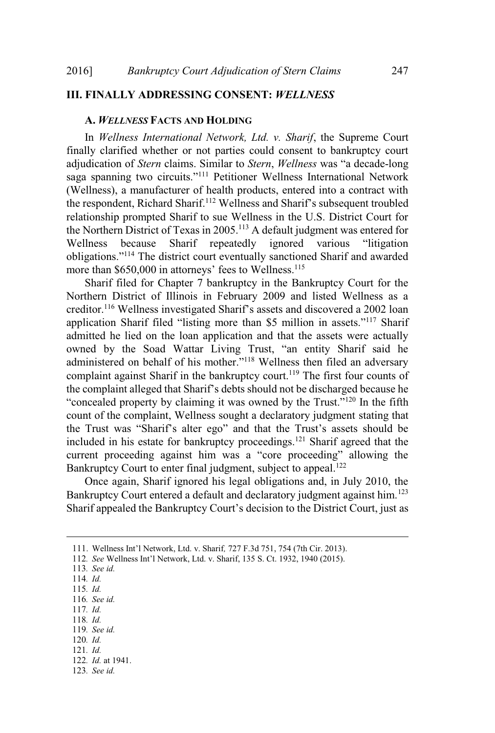## III. FINALLY ADDRESSING CONSENT: *WELLNESS*

### A. *WELLNESS* FACTS AND HOLDING

In *Wellness International Network, Ltd. v. Sharif*, the Supreme Court finally clarified whether or not parties could consent to bankruptcy court adjudication of *Stern* claims. Similar to *Stern*, *Wellness* was "a decade-long saga spanning two circuits."[111] Petitioner Wellness International Network (Wellness), a manufacturer of health products, entered into a contract with the respondent, Richard Sharif.[112] Wellness and Sharif's subsequent troubled relationship prompted Sharif to sue Wellness in the U.S. District Court for the Northern District of Texas in 2005.[113] A default judgment was entered for Wellness because Sharif repeatedly ignored various "litigation obligations."[114] The district court eventually sanctioned Sharif and awarded more than $650,000 in attorneys' fees to Wellness.[115]

Sharif filed for Chapter 7 bankruptcy in the Bankruptcy Court for the Northern District of Illinois in February 2009 and listed Wellness as a creditor.[116] Wellness investigated Sharif's assets and discovered a 2002 loan application Sharif filed "listing more than $5 million in assets."[117] Sharif admitted he lied on the loan application and that the assets were actually owned by the Soad Wattar Living Trust, "an entity Sharif said he administered on behalf of his mother."[118] Wellness then filed an adversary complaint against Sharif in the bankruptcy court.[119] The first four counts of the complaint alleged that Sharif's debts should not be discharged because he "concealed property by claiming it was owned by the Trust."[120] In the fifth count of the complaint, Wellness sought a declaratory judgment stating that the Trust was "Sharif's alter ego" and that the Trust's assets should be included in his estate for bankruptcy proceedings.[121] Sharif agreed that the current proceeding against him was a "core proceeding" allowing the Bankruptcy Court to enter final judgment, subject to appeal.[122]

Once again, Sharif ignored his legal obligations and, in July 2010, the Bankruptcy Court entered a default and declaratory judgment against him.[123] Sharif appealed the Bankruptcy Court's decision to the District Court, just as

---

111. Wellness Int'l Network, Ltd. v. Sharif*,* 727 F.3d 751, 754 (7th Cir. 2013).

112. *See* Wellness Int'l Network, Ltd. v. Sharif, 135 S. Ct. 1932, 1940 (2015).

113. *See id.*

114. *Id.*

115. *Id.*

116. *See id.*

117. *Id.*

118. *Id.*

119. *See id.*

120. *Id.*

121. *Id.*

122. *Id.* at 1941.

123. *See id.*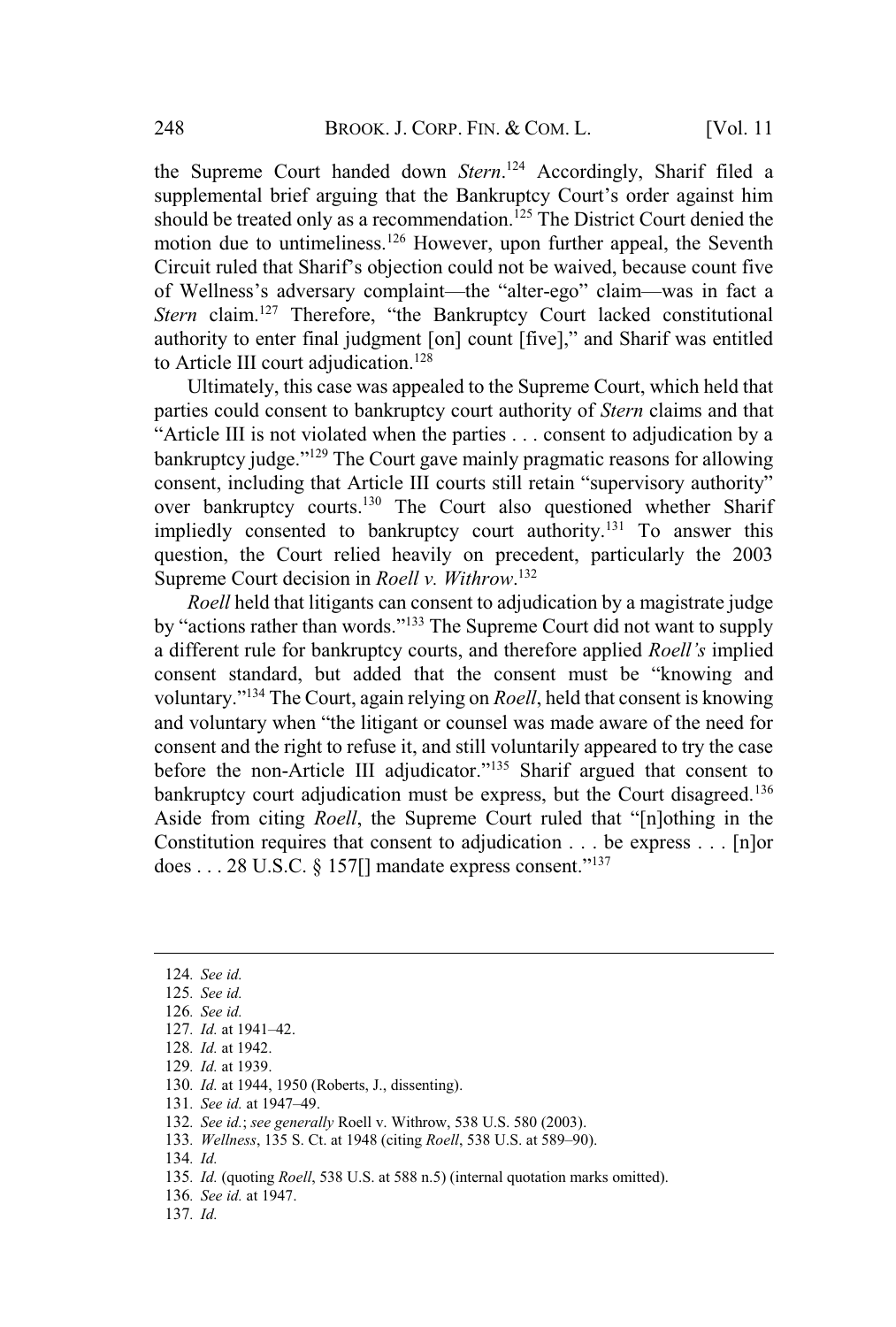the Supreme Court handed down *Stern*.[124] Accordingly, Sharif filed a supplemental brief arguing that the Bankruptcy Court's order against him should be treated only as a recommendation.[125] The District Court denied the motion due to untimeliness.[126] However, upon further appeal, the Seventh Circuit ruled that Sharif's objection could not be waived, because count five of Wellness's adversary complaint—the "alter-ego" claim—was in fact a *Stern* claim.[127] Therefore, "the Bankruptcy Court lacked constitutional authority to enter final judgment [on] count [five]," and Sharif was entitled to Article III court adjudication.[128]

Ultimately, this case was appealed to the Supreme Court, which held that parties could consent to bankruptcy court authority of *Stern* claims and that "Article III is not violated when the parties . . . consent to adjudication by a bankruptcy judge."[129] The Court gave mainly pragmatic reasons for allowing consent, including that Article III courts still retain "supervisory authority" over bankruptcy courts.[130] The Court also questioned whether Sharif impliedly consented to bankruptcy court authority.[131] To answer this question, the Court relied heavily on precedent, particularly the 2003 Supreme Court decision in *Roell v. Withrow*.[132]

*Roell* held that litigants can consent to adjudication by a magistrate judge by "actions rather than words."[133] The Supreme Court did not want to supply a different rule for bankruptcy courts, and therefore applied *Roell's* implied consent standard, but added that the consent must be "knowing and voluntary."[134] The Court, again relying on *Roell*, held that consent is knowing and voluntary when "the litigant or counsel was made aware of the need for consent and the right to refuse it, and still voluntarily appeared to try the case before the non-Article III adjudicator."[135] Sharif argued that consent to bankruptcy court adjudication must be express, but the Court disagreed.[136] Aside from citing *Roell*, the Supreme Court ruled that "[n]othing in the Constitution requires that consent to adjudication . . . be express . . . [n]or does . . . 28 U.S.C. § 157[] mandate express consent."[137]

---

124. *See id.*
125. *See id.*
126. *See id.*
127. *Id.* at 1941–42.
128. *Id.* at 1942.
129. *Id.* at 1939.
130. *Id.* at 1944, 1950 (Roberts, J., dissenting).
131. *See id.* at 1947–49.
132. *See id.*; *see generally* Roell v. Withrow, 538 U.S. 580 (2003).
133. *Wellness*, 135 S. Ct. at 1948 (citing *Roell*, 538 U.S. at 589–90).
134. *Id.*
135. *Id.* (quoting *Roell*, 538 U.S. at 588 n.5) (internal quotation marks omitted).
136. *See id.* at 1947.
137. *Id.*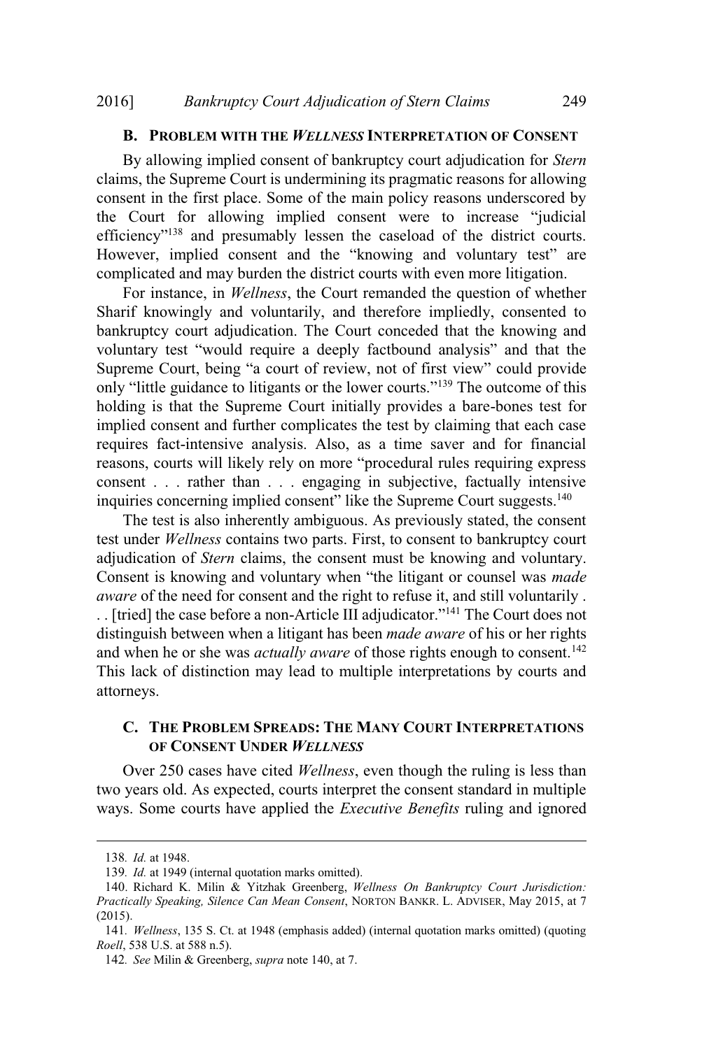### B. Problem with the *Wellness* Interpretation of Consent

By allowing implied consent of bankruptcy court adjudication for *Stern* claims, the Supreme Court is undermining its pragmatic reasons for allowing consent in the first place. Some of the main policy reasons underscored by the Court for allowing implied consent were to increase "judicial efficiency"[138] and presumably lessen the caseload of the district courts. However, implied consent and the "knowing and voluntary test" are complicated and may burden the district courts with even more litigation.

For instance, in *Wellness*, the Court remanded the question of whether Sharif knowingly and voluntarily, and therefore impliedly, consented to bankruptcy court adjudication. The Court conceded that the knowing and voluntary test "would require a deeply factbound analysis" and that the Supreme Court, being "a court of review, not of first view" could provide only "little guidance to litigants or the lower courts."[139] The outcome of this holding is that the Supreme Court initially provides a bare-bones test for implied consent and further complicates the test by claiming that each case requires fact-intensive analysis. Also, as a time saver and for financial reasons, courts will likely rely on more "procedural rules requiring express consent . . . rather than . . . engaging in subjective, factually intensive inquiries concerning implied consent" like the Supreme Court suggests.[140]

The test is also inherently ambiguous. As previously stated, the consent test under *Wellness* contains two parts. First, to consent to bankruptcy court adjudication of *Stern* claims, the consent must be knowing and voluntary. Consent is knowing and voluntary when "the litigant or counsel was *made aware* of the need for consent and the right to refuse it, and still voluntarily . . . [tried] the case before a non-Article III adjudicator."[141] The Court does not distinguish between when a litigant has been *made aware* of his or her rights and when he or she was *actually aware* of those rights enough to consent.[142] This lack of distinction may lead to multiple interpretations by courts and attorneys.

### C. The Problem Spreads: The Many Court Interpretations of Consent Under *Wellness*

Over 250 cases have cited *Wellness*, even though the ruling is less than two years old. As expected, courts interpret the consent standard in multiple ways. Some courts have applied the *Executive Benefits* ruling and ignored

---

138. *Id.* at 1948.

139. *Id.* at 1949 (internal quotation marks omitted).

140. Richard K. Milin & Yitzhak Greenberg, *Wellness On Bankruptcy Court Jurisdiction: Practically Speaking, Silence Can Mean Consent*, NORTON BANKR. L. ADVISER, May 2015, at 7 (2015).

141. *Wellness*, 135 S. Ct. at 1948 (emphasis added) (internal quotation marks omitted) (quoting *Roell*, 538 U.S. at 588 n.5).

142. *See* Milin & Greenberg, *supra* note 140, at 7.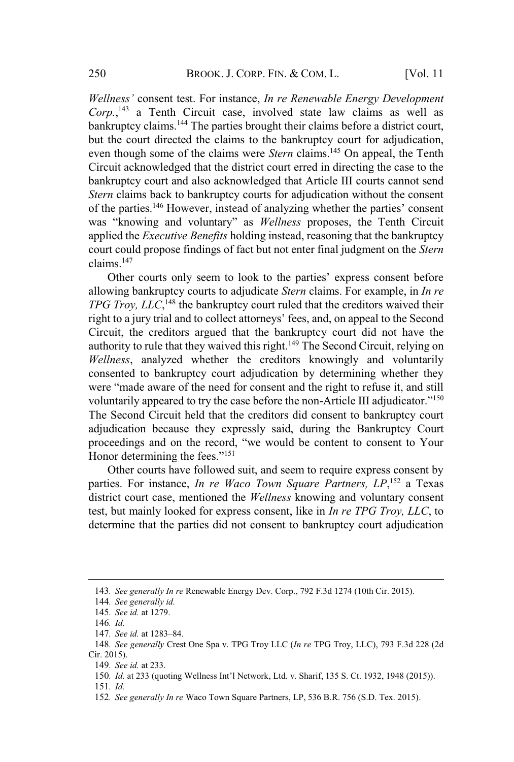*Wellness'* consent test. For instance, *In re Renewable Energy Development Corp.*,[143] a Tenth Circuit case, involved state law claims as well as bankruptcy claims.[144] The parties brought their claims before a district court, but the court directed the claims to the bankruptcy court for adjudication, even though some of the claims were *Stern* claims.[145] On appeal, the Tenth Circuit acknowledged that the district court erred in directing the case to the bankruptcy court and also acknowledged that Article III courts cannot send *Stern* claims back to bankruptcy courts for adjudication without the consent of the parties.[146] However, instead of analyzing whether the parties' consent was "knowing and voluntary" as *Wellness* proposes, the Tenth Circuit applied the *Executive Benefits* holding instead, reasoning that the bankruptcy court could propose findings of fact but not enter final judgment on the *Stern* claims.[147]

Other courts only seem to look to the parties' express consent before allowing bankruptcy courts to adjudicate *Stern* claims. For example, in *In re TPG Troy, LLC*,[148] the bankruptcy court ruled that the creditors waived their right to a jury trial and to collect attorneys' fees, and, on appeal to the Second Circuit, the creditors argued that the bankruptcy court did not have the authority to rule that they waived this right.[149] The Second Circuit, relying on *Wellness*, analyzed whether the creditors knowingly and voluntarily consented to bankruptcy court adjudication by determining whether they were "made aware of the need for consent and the right to refuse it, and still voluntarily appeared to try the case before the non-Article III adjudicator."[150] The Second Circuit held that the creditors did consent to bankruptcy court adjudication because they expressly said, during the Bankruptcy Court proceedings and on the record, "we would be content to consent to Your Honor determining the fees."[151]

Other courts have followed suit, and seem to require express consent by parties. For instance, *In re Waco Town Square Partners, LP*,[152] a Texas district court case, mentioned the *Wellness* knowing and voluntary consent test, but mainly looked for express consent, like in *In re TPG Troy, LLC*, to determine that the parties did not consent to bankruptcy court adjudication

143. *See generally In re* Renewable Energy Dev. Corp., 792 F.3d 1274 (10th Cir. 2015).

144. *See generally id.*

145. *See id.* at 1279.

146. *Id.*

147. *See id.* at 1283–84.

148. *See generally* Crest One Spa v. TPG Troy LLC (*In re* TPG Troy, LLC), 793 F.3d 228 (2d Cir. 2015).

149. *See id.* at 233.

150. *Id.* at 233 (quoting Wellness Int'l Network, Ltd. v. Sharif, 135 S. Ct. 1932, 1948 (2015)).

151. *Id.*

152. *See generally In re* Waco Town Square Partners, LP, 536 B.R. 756 (S.D. Tex. 2015).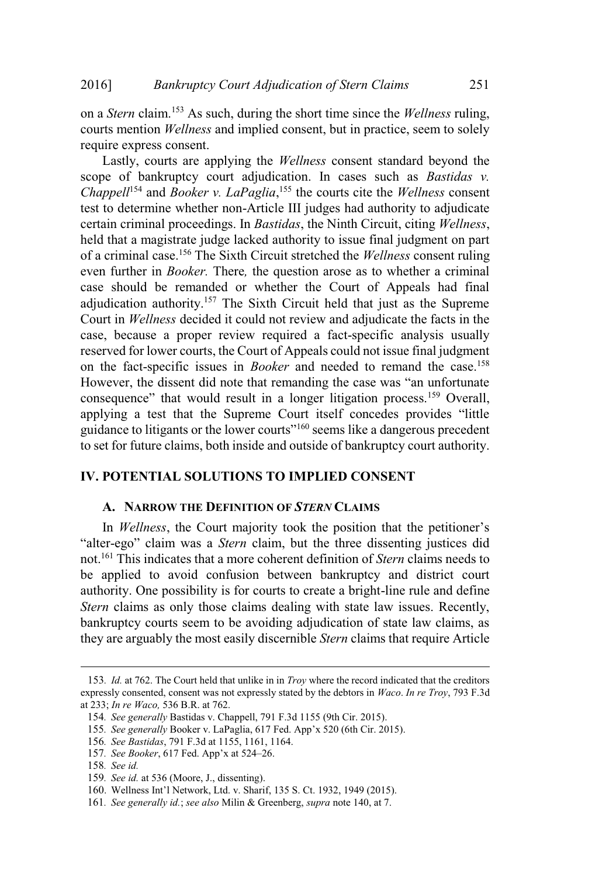on a *Stern* claim.[153] As such, during the short time since the *Wellness* ruling, courts mention *Wellness* and implied consent, but in practice, seem to solely require express consent.

Lastly, courts are applying the *Wellness* consent standard beyond the scope of bankruptcy court adjudication. In cases such as *Bastidas v. Chappell*[154] and *Booker v. LaPaglia*,[155] the courts cite the *Wellness* consent test to determine whether non-Article III judges had authority to adjudicate certain criminal proceedings. In *Bastidas*, the Ninth Circuit, citing *Wellness*, held that a magistrate judge lacked authority to issue final judgment on part of a criminal case.[156] The Sixth Circuit stretched the *Wellness* consent ruling even further in *Booker.* There*,* the question arose as to whether a criminal case should be remanded or whether the Court of Appeals had final adjudication authority.[157] The Sixth Circuit held that just as the Supreme Court in *Wellness* decided it could not review and adjudicate the facts in the case, because a proper review required a fact-specific analysis usually reserved for lower courts, the Court of Appeals could not issue final judgment on the fact-specific issues in *Booker* and needed to remand the case.[158] However, the dissent did note that remanding the case was "an unfortunate consequence" that would result in a longer litigation process.[159] Overall, applying a test that the Supreme Court itself concedes provides "little guidance to litigants or the lower courts"[160] seems like a dangerous precedent to set for future claims, both inside and outside of bankruptcy court authority.

## IV. POTENTIAL SOLUTIONS TO IMPLIED CONSENT

### A. NARROW THE DEFINITION OF *STERN* CLAIMS

In *Wellness*, the Court majority took the position that the petitioner's "alter-ego" claim was a *Stern* claim, but the three dissenting justices did not.[161] This indicates that a more coherent definition of *Stern* claims needs to be applied to avoid confusion between bankruptcy and district court authority. One possibility is for courts to create a bright-line rule and define *Stern* claims as only those claims dealing with state law issues. Recently, bankruptcy courts seem to be avoiding adjudication of state law claims, as they are arguably the most easily discernible *Stern* claims that require Article

---

153. *Id.* at 762. The Court held that unlike in in *Troy* where the record indicated that the creditors expressly consented, consent was not expressly stated by the debtors in *Waco*. *In re Troy*, 793 F.3d at 233; *In re Waco,* 536 B.R. at 762.

154. *See generally* Bastidas v. Chappell, 791 F.3d 1155 (9th Cir. 2015).

155. *See generally* Booker v. LaPaglia, 617 Fed. App'x 520 (6th Cir. 2015).

156. *See Bastidas*, 791 F.3d at 1155, 1161, 1164.

157. *See Booker*, 617 Fed. App'x at 524–26.

158. *See id.*

159. *See id.* at 536 (Moore, J., dissenting).

160. Wellness Int'l Network, Ltd. v. Sharif, 135 S. Ct. 1932, 1949 (2015).

161. *See generally id.*; *see also* Milin & Greenberg, *supra* note 140, at 7.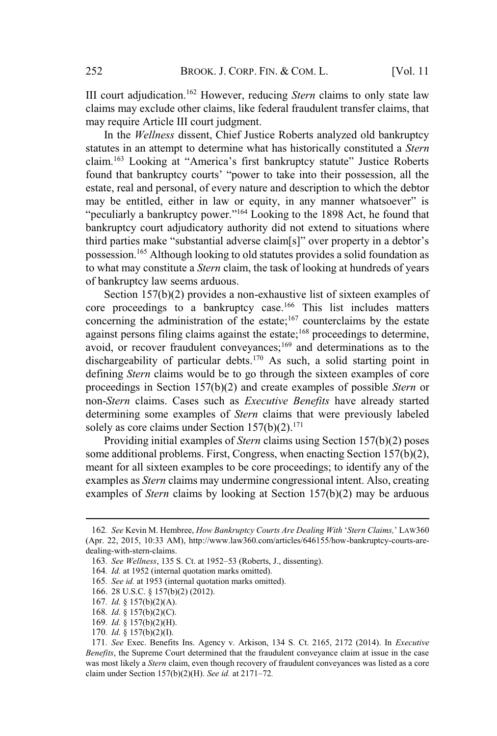III court adjudication.[162] However, reducing *Stern* claims to only state law claims may exclude other claims, like federal fraudulent transfer claims, that may require Article III court judgment.

In the *Wellness* dissent, Chief Justice Roberts analyzed old bankruptcy statutes in an attempt to determine what has historically constituted a *Stern* claim.[163] Looking at "America's first bankruptcy statute" Justice Roberts found that bankruptcy courts' "power to take into their possession, all the estate, real and personal, of every nature and description to which the debtor may be entitled, either in law or equity, in any manner whatsoever" is "peculiarly a bankruptcy power."[164] Looking to the 1898 Act, he found that bankruptcy court adjudicatory authority did not extend to situations where third parties make "substantial adverse claim[s]" over property in a debtor's possession.[165] Although looking to old statutes provides a solid foundation as to what may constitute a *Stern* claim, the task of looking at hundreds of years of bankruptcy law seems arduous.

Section 157(b)(2) provides a non-exhaustive list of sixteen examples of core proceedings to a bankruptcy case.[166] This list includes matters concerning the administration of the estate;[167] counterclaims by the estate against persons filing claims against the estate;[168] proceedings to determine, avoid, or recover fraudulent conveyances;[169] and determinations as to the dischargeability of particular debts.[170] As such, a solid starting point in defining *Stern* claims would be to go through the sixteen examples of core proceedings in Section 157(b)(2) and create examples of possible *Stern* or non-*Stern* claims. Cases such as *Executive Benefits* have already started determining some examples of *Stern* claims that were previously labeled solely as core claims under Section 157(b)(2).[171]

Providing initial examples of *Stern* claims using Section 157(b)(2) poses some additional problems. First, Congress, when enacting Section 157(b)(2), meant for all sixteen examples to be core proceedings; to identify any of the examples as *Stern* claims may undermine congressional intent. Also, creating examples of *Stern* claims by looking at Section 157(b)(2) may be arduous

---

162. *See* Kevin M. Hembree, *How Bankruptcy Courts Are Dealing With 'Stern Claims,'* LAW360 (Apr. 22, 2015, 10:33 AM), http://www.law360.com/articles/646155/how-bankruptcy-courts-are-dealing-with-stern-claims.

163. *See Wellness*, 135 S. Ct. at 1952–53 (Roberts, J., dissenting).

164. *Id.* at 1952 (internal quotation marks omitted).

165. *See id.* at 1953 (internal quotation marks omitted).

166. 28 U.S.C. § 157(b)(2) (2012).

167. *Id.* § 157(b)(2)(A).

168. *Id.* § 157(b)(2)(C).

169. *Id.* § 157(b)(2)(H).

170. *Id.* § 157(b)(2)(I).

171. *See* Exec. Benefits Ins. Agency v. Arkison, 134 S. Ct. 2165, 2172 (2014). In *Executive Benefits*, the Supreme Court determined that the fraudulent conveyance claim at issue in the case was most likely a *Stern* claim, even though recovery of fraudulent conveyances was listed as a core claim under Section 157(b)(2)(H). *See id.* at 2171–72.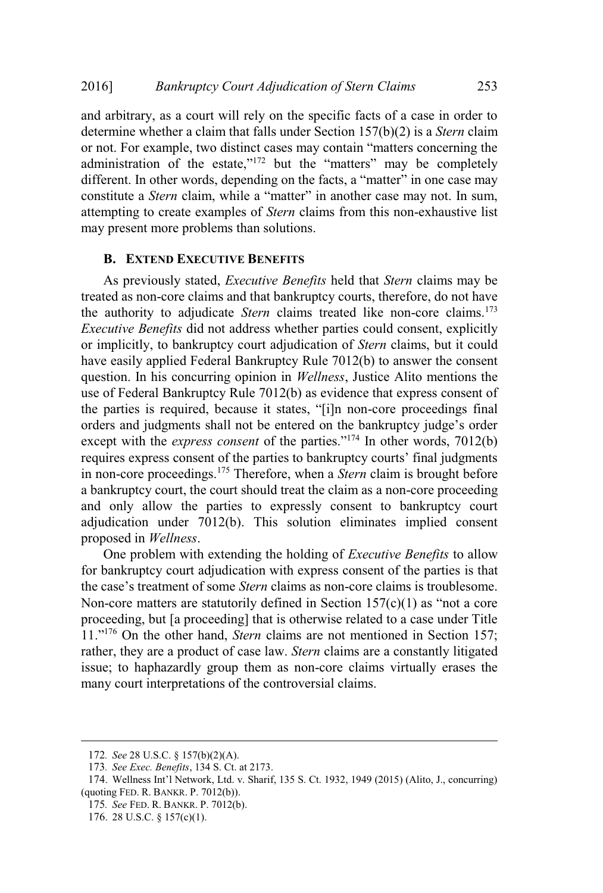and arbitrary, as a court will rely on the specific facts of a case in order to determine whether a claim that falls under Section 157(b)(2) is a *Stern* claim or not. For example, two distinct cases may contain "matters concerning the administration of the estate,"[172] but the "matters" may be completely different. In other words, depending on the facts, a "matter" in one case may constitute a *Stern* claim, while a "matter" in another case may not. In sum, attempting to create examples of *Stern* claims from this non-exhaustive list may present more problems than solutions.

### B. Extend Executive Benefits

As previously stated, *Executive Benefits* held that *Stern* claims may be treated as non-core claims and that bankruptcy courts, therefore, do not have the authority to adjudicate *Stern* claims treated like non-core claims.[173] *Executive Benefits* did not address whether parties could consent, explicitly or implicitly, to bankruptcy court adjudication of *Stern* claims, but it could have easily applied Federal Bankruptcy Rule 7012(b) to answer the consent question. In his concurring opinion in *Wellness*, Justice Alito mentions the use of Federal Bankruptcy Rule 7012(b) as evidence that express consent of the parties is required, because it states, "[i]n non-core proceedings final orders and judgments shall not be entered on the bankruptcy judge's order except with the *express consent* of the parties."[174] In other words, 7012(b) requires express consent of the parties to bankruptcy courts' final judgments in non-core proceedings.[175] Therefore, when a *Stern* claim is brought before a bankruptcy court, the court should treat the claim as a non-core proceeding and only allow the parties to expressly consent to bankruptcy court adjudication under 7012(b). This solution eliminates implied consent proposed in *Wellness*.

One problem with extending the holding of *Executive Benefits* to allow for bankruptcy court adjudication with express consent of the parties is that the case's treatment of some *Stern* claims as non-core claims is troublesome. Non-core matters are statutorily defined in Section 157(c)(1) as "not a core proceeding, but [a proceeding] that is otherwise related to a case under Title 11."[176] On the other hand, *Stern* claims are not mentioned in Section 157; rather, they are a product of case law. *Stern* claims are a constantly litigated issue; to haphazardly group them as non-core claims virtually erases the many court interpretations of the controversial claims.

---

172. *See* 28 U.S.C. § 157(b)(2)(A).

173. *See Exec. Benefits*, 134 S. Ct. at 2173.

174. Wellness Int'l Network, Ltd. v. Sharif, 135 S. Ct. 1932, 1949 (2015) (Alito, J., concurring) (quoting FED. R. BANKR. P. 7012(b)).

175. *See* FED. R. BANKR. P. 7012(b).

176. 28 U.S.C. § 157(c)(1).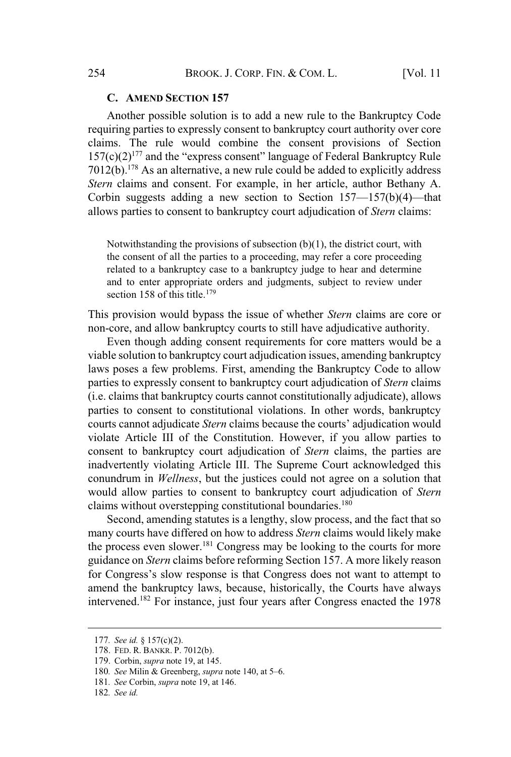### C. AMEND SECTION 157

Another possible solution is to add a new rule to the Bankruptcy Code requiring parties to expressly consent to bankruptcy court authority over core claims. The rule would combine the consent provisions of Section 157(c)(2)[177] and the "express consent" language of Federal Bankruptcy Rule 7012(b).[178] As an alternative, a new rule could be added to explicitly address *Stern* claims and consent. For example, in her article, author Bethany A. Corbin suggests adding a new section to Section 157—157(b)(4)—that allows parties to consent to bankruptcy court adjudication of *Stern* claims:

> Notwithstanding the provisions of subsection (b)(1), the district court, with the consent of all the parties to a proceeding, may refer a core proceeding related to a bankruptcy case to a bankruptcy judge to hear and determine and to enter appropriate orders and judgments, subject to review under section 158 of this title.[179]

This provision would bypass the issue of whether *Stern* claims are core or non-core, and allow bankruptcy courts to still have adjudicative authority.

Even though adding consent requirements for core matters would be a viable solution to bankruptcy court adjudication issues, amending bankruptcy laws poses a few problems. First, amending the Bankruptcy Code to allow parties to expressly consent to bankruptcy court adjudication of *Stern* claims (i.e. claims that bankruptcy courts cannot constitutionally adjudicate), allows parties to consent to constitutional violations. In other words, bankruptcy courts cannot adjudicate *Stern* claims because the courts' adjudication would violate Article III of the Constitution. However, if you allow parties to consent to bankruptcy court adjudication of *Stern* claims, the parties are inadvertently violating Article III. The Supreme Court acknowledged this conundrum in *Wellness*, but the justices could not agree on a solution that would allow parties to consent to bankruptcy court adjudication of *Stern* claims without overstepping constitutional boundaries.[180]

Second, amending statutes is a lengthy, slow process, and the fact that so many courts have differed on how to address *Stern* claims would likely make the process even slower.[181] Congress may be looking to the courts for more guidance on *Stern* claims before reforming Section 157. A more likely reason for Congress's slow response is that Congress does not want to attempt to amend the bankruptcy laws, because, historically, the Courts have always intervened.[182] For instance, just four years after Congress enacted the 1978

---

177. *See id.* § 157(c)(2).

178. FED. R. BANKR. P. 7012(b).

179. Corbin, *supra* note 19, at 145.

180. *See* Milin & Greenberg, *supra* note 140, at 5–6.

181. *See* Corbin, *supra* note 19, at 146.

182. *See id.*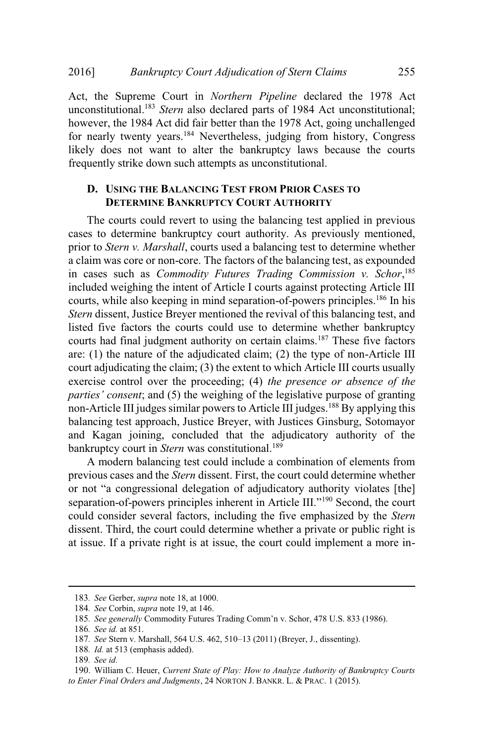Act, the Supreme Court in *Northern Pipeline* declared the 1978 Act unconstitutional.[183] *Stern* also declared parts of 1984 Act unconstitutional; however, the 1984 Act did fair better than the 1978 Act, going unchallenged for nearly twenty years.[184] Nevertheless, judging from history, Congress likely does not want to alter the bankruptcy laws because the courts frequently strike down such attempts as unconstitutional.

### D. USING THE BALANCING TEST FROM PRIOR CASES TO DETERMINE BANKRUPTCY COURT AUTHORITY

The courts could revert to using the balancing test applied in previous cases to determine bankruptcy court authority. As previously mentioned, prior to *Stern v. Marshall*, courts used a balancing test to determine whether a claim was core or non-core. The factors of the balancing test, as expounded in cases such as *Commodity Futures Trading Commission v. Schor*,[185] included weighing the intent of Article I courts against protecting Article III courts, while also keeping in mind separation-of-powers principles.[186] In his *Stern* dissent, Justice Breyer mentioned the revival of this balancing test, and listed five factors the courts could use to determine whether bankruptcy courts had final judgment authority on certain claims.[187] These five factors are: (1) the nature of the adjudicated claim; (2) the type of non-Article III court adjudicating the claim; (3) the extent to which Article III courts usually exercise control over the proceeding; (4) *the presence or absence of the parties' consent*; and (5) the weighing of the legislative purpose of granting non-Article III judges similar powers to Article III judges.[188] By applying this balancing test approach, Justice Breyer, with Justices Ginsburg, Sotomayor and Kagan joining, concluded that the adjudicatory authority of the bankruptcy court in *Stern* was constitutional.[189]

A modern balancing test could include a combination of elements from previous cases and the *Stern* dissent. First, the court could determine whether or not "a congressional delegation of adjudicatory authority violates [the] separation-of-powers principles inherent in Article III."[190] Second, the court could consider several factors, including the five emphasized by the *Stern* dissent. Third, the court could determine whether a private or public right is at issue. If a private right is at issue, the court could implement a more in-

---

183. *See* Gerber, *supra* note 18, at 1000.

184. *See* Corbin, *supra* note 19, at 146.

185. *See generally* Commodity Futures Trading Comm'n v. Schor, 478 U.S. 833 (1986).

186. *See id.* at 851.

187. *See* Stern v. Marshall, 564 U.S. 462, 510–13 (2011) (Breyer, J., dissenting).

188. *Id.* at 513 (emphasis added).

189. *See id.*

190. William C. Heuer, *Current State of Play: How to Analyze Authority of Bankruptcy Courts to Enter Final Orders and Judgments*, 24 NORTON J. BANKR. L. & PRAC. 1 (2015).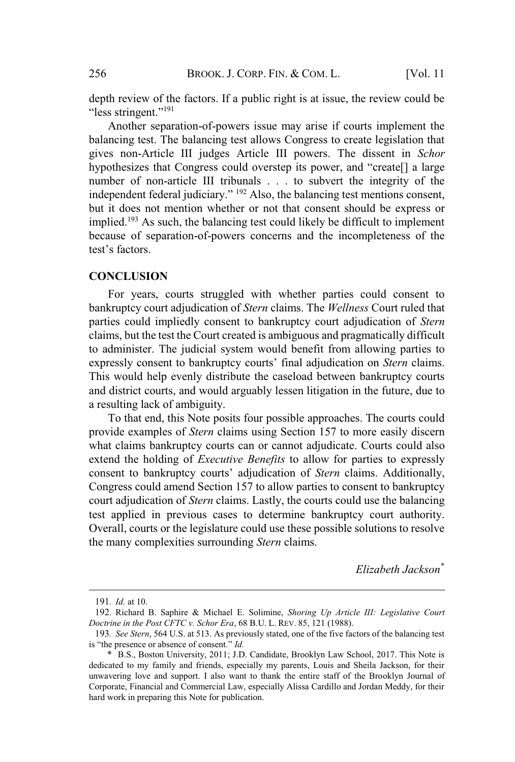depth review of the factors. If a public right is at issue, the review could be "less stringent."[191]

Another separation-of-powers issue may arise if courts implement the balancing test. The balancing test allows Congress to create legislation that gives non-Article III judges Article III powers. The dissent in *Schor* hypothesizes that Congress could overstep its power, and "create[] a large number of non-article III tribunals . . . to subvert the integrity of the independent federal judiciary." [192] Also, the balancing test mentions consent, but it does not mention whether or not that consent should be express or implied.[193] As such, the balancing test could likely be difficult to implement because of separation-of-powers concerns and the incompleteness of the test's factors.

## CONCLUSION

For years, courts struggled with whether parties could consent to bankruptcy court adjudication of *Stern* claims. The *Wellness* Court ruled that parties could impliedly consent to bankruptcy court adjudication of *Stern* claims, but the test the Court created is ambiguous and pragmatically difficult to administer. The judicial system would benefit from allowing parties to expressly consent to bankruptcy courts' final adjudication on *Stern* claims. This would help evenly distribute the caseload between bankruptcy courts and district courts, and would arguably lessen litigation in the future, due to a resulting lack of ambiguity.

To that end, this Note posits four possible approaches. The courts could provide examples of *Stern* claims using Section 157 to more easily discern what claims bankruptcy courts can or cannot adjudicate. Courts could also extend the holding of *Executive Benefits* to allow for parties to expressly consent to bankruptcy courts' adjudication of *Stern* claims. Additionally, Congress could amend Section 157 to allow parties to consent to bankruptcy court adjudication of *Stern* claims. Lastly, the courts could use the balancing test applied in previous cases to determine bankruptcy court authority. Overall, courts or the legislature could use these possible solutions to resolve the many complexities surrounding *Stern* claims.

*Elizabeth Jackson*[*]

---

191. *Id.* at 10.

192. Richard B. Saphire & Michael E. Solimine, *Shoring Up Article III: Legislative Court Doctrine in the Post CFTC v. Schor Era*, 68 B.U. L. REV. 85, 121 (1988).

193. *See Stern*, 564 U.S. at 513. As previously stated, one of the five factors of the balancing test is "the presence or absence of consent." *Id.*

\* B.S., Boston University, 2011; J.D. Candidate, Brooklyn Law School, 2017. This Note is dedicated to my family and friends, especially my parents, Louis and Sheila Jackson, for their unwavering love and support. I also want to thank the entire staff of the Brooklyn Journal of Corporate, Financial and Commercial Law, especially Alissa Cardillo and Jordan Meddy, for their hard work in preparing this Note for publication.